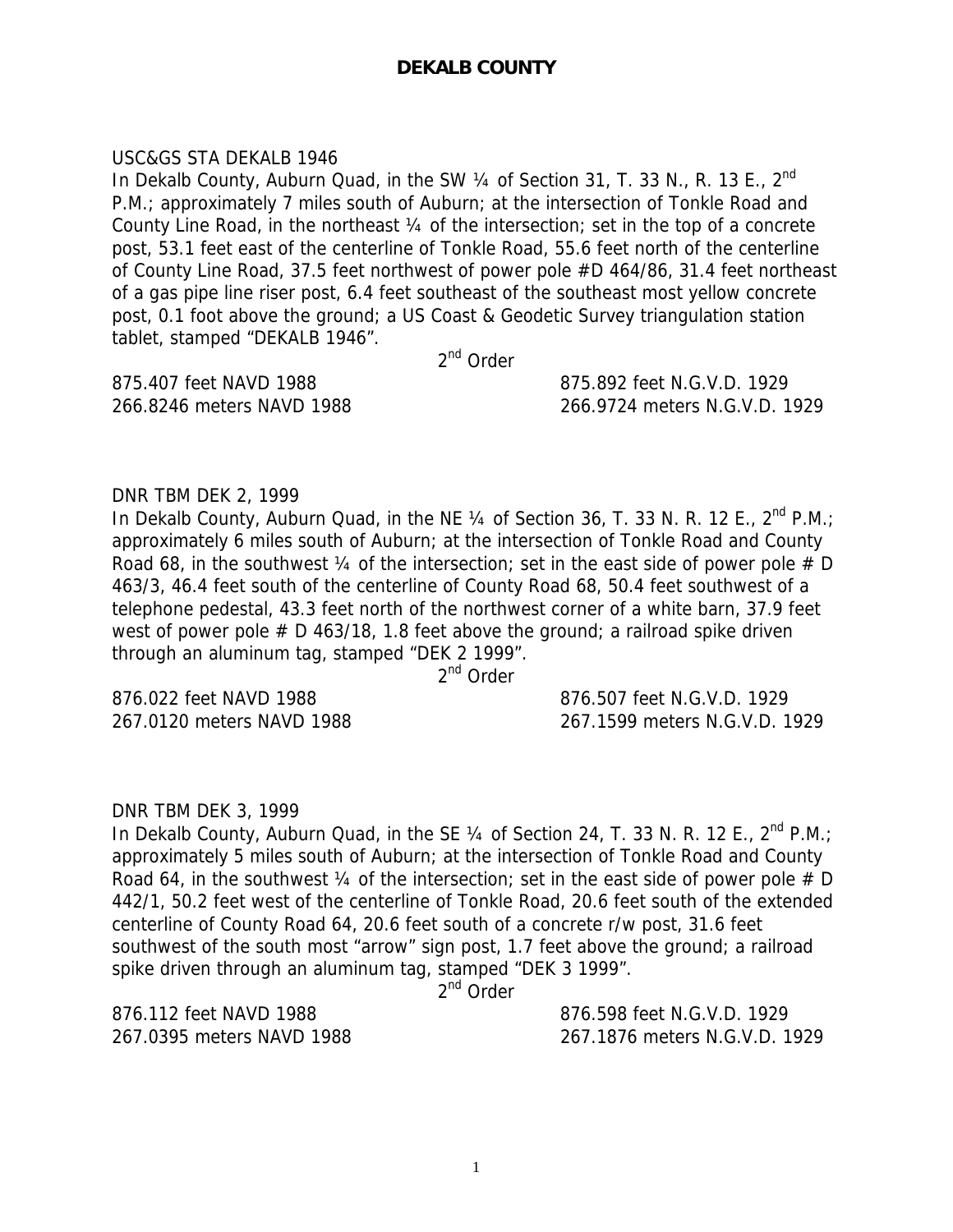# DEKALB COUNTY

USC&GS STA DEKALB 1946

In Dekalb County, Auburn Quad, in the SW ¼ of Section 31, T. 33 N., R. 13 E., 2nd P.M.; approximately 7 miles south of Auburn; at the intersection of Tonkle Road and County Line Road, in the northeast ¼ of the intersection; set in the top of a concrete post, 53.1 feet east of the centerline of Tonkle Road, 55.6 feet north of the centerline of County Line Road, 37.5 feet northwest of power pole #D 464/86, 31.4 feet northeast of a gas pipe line riser post, 6.4 feet southeast of the southeast most yellow concrete post, 0.1 foot above the ground; a US Coast & Geodetic Survey triangulation station tablet, stamped "DEKALB 1946".

2nd Order

875.407 feet NAVD 1988 875.892 feet N.G.V.D. 1929
266.8246 meters NAVD 1988 266.9724 meters N.G.V.D. 1929

DNR TBM DEK 2, 1999

In Dekalb County, Auburn Quad, in the NE ¼ of Section 36, T. 33 N. R. 12 E., 2nd P.M.; approximately 6 miles south of Auburn; at the intersection of Tonkle Road and County Road 68, in the southwest ¼ of the intersection; set in the east side of power pole # D 463/3, 46.4 feet south of the centerline of County Road 68, 50.4 feet southwest of a telephone pedestal, 43.3 feet north of the northwest corner of a white barn, 37.9 feet west of power pole # D 463/18, 1.8 feet above the ground; a railroad spike driven through an aluminum tag, stamped "DEK 2 1999".

2nd Order

876.022 feet NAVD 1988 876.507 feet N.G.V.D. 1929
267.0120 meters NAVD 1988 267.1599 meters N.G.V.D. 1929

DNR TBM DEK 3, 1999

In Dekalb County, Auburn Quad, in the SE ¼ of Section 24, T. 33 N. R. 12 E., 2nd P.M.; approximately 5 miles south of Auburn; at the intersection of Tonkle Road and County Road 64, in the southwest ¼ of the intersection; set in the east side of power pole # D 442/1, 50.2 feet west of the centerline of Tonkle Road, 20.6 feet south of the extended centerline of County Road 64, 20.6 feet south of a concrete r/w post, 31.6 feet southwest of the south most "arrow" sign post, 1.7 feet above the ground; a railroad spike driven through an aluminum tag, stamped "DEK 3 1999".

2nd Order

876.112 feet NAVD 1988 876.598 feet N.G.V.D. 1929
267.0395 meters NAVD 1988 267.1876 meters N.G.V.D. 1929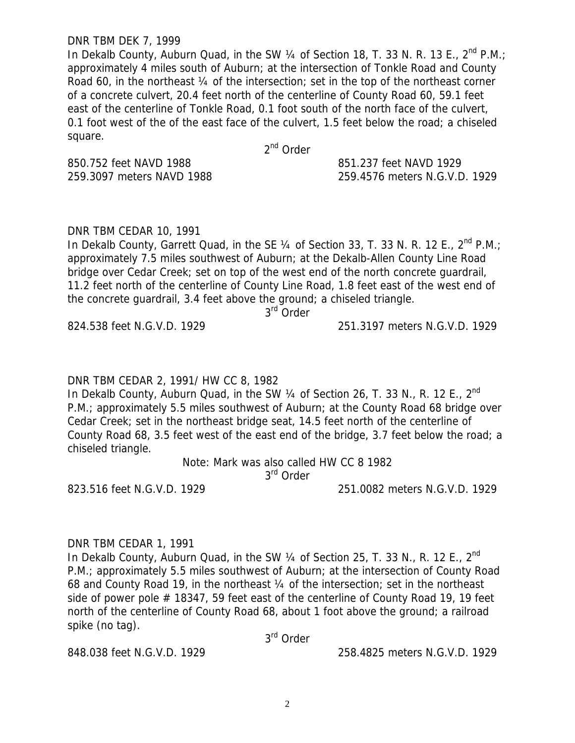DNR TBM DEK 7, 1999

In Dekalb County, Auburn Quad, in the SW ¼ of Section 18, T. 33 N. R. 13 E., 2nd P.M.; approximately 4 miles south of Auburn; at the intersection of Tonkle Road and County Road 60, in the northeast ¼ of the intersection; set in the top of the northeast corner of a concrete culvert, 20.4 feet north of the centerline of County Road 60, 59.1 feet east of the centerline of Tonkle Road, 0.1 foot south of the north face of the culvert, 0.1 foot west of the of the east face of the culvert, 1.5 feet below the road; a chiseled square.

2nd Order

850.752 feet NAVD 1988 — 851.237 feet NAVD 1929

259.3097 meters NAVD 1988 — 259.4576 meters N.G.V.D. 1929

DNR TBM CEDAR 10, 1991

In Dekalb County, Garrett Quad, in the SE ¼ of Section 33, T. 33 N. R. 12 E., 2nd P.M.; approximately 7.5 miles southwest of Auburn; at the Dekalb-Allen County Line Road bridge over Cedar Creek; set on top of the west end of the north concrete guardrail, 11.2 feet north of the centerline of County Line Road, 1.8 feet east of the west end of the concrete guardrail, 3.4 feet above the ground; a chiseled triangle.

3rd Order

824.538 feet N.G.V.D. 1929 — 251.3197 meters N.G.V.D. 1929

DNR TBM CEDAR 2, 1991/ HW CC 8, 1982

In Dekalb County, Auburn Quad, in the SW ¼ of Section 26, T. 33 N., R. 12 E., 2nd P.M.; approximately 5.5 miles southwest of Auburn; at the County Road 68 bridge over Cedar Creek; set in the northeast bridge seat, 14.5 feet north of the centerline of County Road 68, 3.5 feet west of the east end of the bridge, 3.7 feet below the road; a chiseled triangle.

Note: Mark was also called HW CC 8 1982

3rd Order

823.516 feet N.G.V.D. 1929 — 251.0082 meters N.G.V.D. 1929

DNR TBM CEDAR 1, 1991

In Dekalb County, Auburn Quad, in the SW ¼ of Section 25, T. 33 N., R. 12 E., 2nd P.M.; approximately 5.5 miles southwest of Auburn; at the intersection of County Road 68 and County Road 19, in the northeast ¼ of the intersection; set in the northeast side of power pole # 18347, 59 feet east of the centerline of County Road 19, 19 feet north of the centerline of County Road 68, about 1 foot above the ground; a railroad spike (no tag).

3rd Order

848.038 feet N.G.V.D. 1929 — 258.4825 meters N.G.V.D. 1929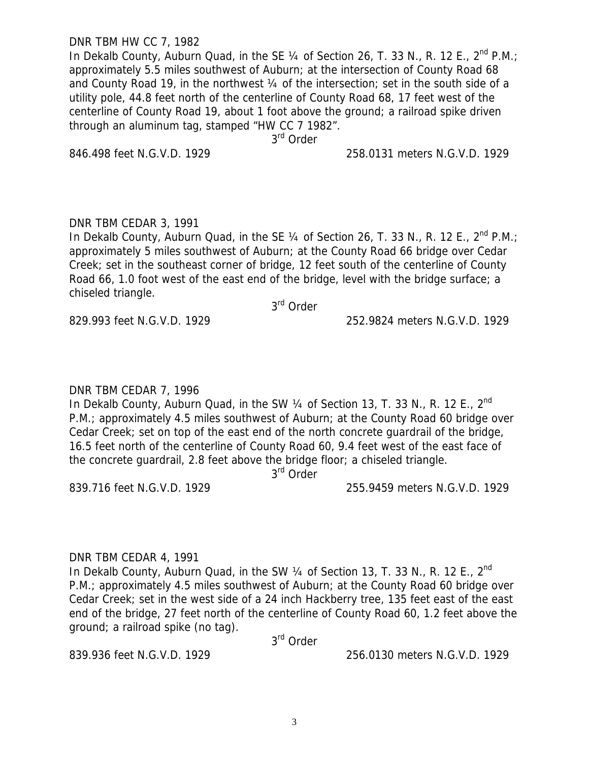DNR TBM HW CC 7, 1982

In Dekalb County, Auburn Quad, in the SE ¼ of Section 26, T. 33 N., R. 12 E., 2nd P.M.; approximately 5.5 miles southwest of Auburn; at the intersection of County Road 68 and County Road 19, in the northwest ¼ of the intersection; set in the south side of a utility pole, 44.8 feet north of the centerline of County Road 68, 17 feet west of the centerline of County Road 19, about 1 foot above the ground; a railroad spike driven through an aluminum tag, stamped "HW CC 7 1982".

3rd Order

846.498 feet N.G.V.D. 1929 258.0131 meters N.G.V.D. 1929

DNR TBM CEDAR 3, 1991

In Dekalb County, Auburn Quad, in the SE ¼ of Section 26, T. 33 N., R. 12 E., 2nd P.M.; approximately 5 miles southwest of Auburn; at the County Road 66 bridge over Cedar Creek; set in the southeast corner of bridge, 12 feet south of the centerline of County Road 66, 1.0 foot west of the east end of the bridge, level with the bridge surface; a chiseled triangle.

3rd Order

829.993 feet N.G.V.D. 1929 252.9824 meters N.G.V.D. 1929

DNR TBM CEDAR 7, 1996

In Dekalb County, Auburn Quad, in the SW ¼ of Section 13, T. 33 N., R. 12 E., 2nd P.M.; approximately 4.5 miles southwest of Auburn; at the County Road 60 bridge over Cedar Creek; set on top of the east end of the north concrete guardrail of the bridge, 16.5 feet north of the centerline of County Road 60, 9.4 feet west of the east face of the concrete guardrail, 2.8 feet above the bridge floor; a chiseled triangle.

3rd Order

839.716 feet N.G.V.D. 1929 255.9459 meters N.G.V.D. 1929

DNR TBM CEDAR 4, 1991

In Dekalb County, Auburn Quad, in the SW ¼ of Section 13, T. 33 N., R. 12 E., 2nd P.M.; approximately 4.5 miles southwest of Auburn; at the County Road 60 bridge over Cedar Creek; set in the west side of a 24 inch Hackberry tree, 135 feet east of the east end of the bridge, 27 feet north of the centerline of County Road 60, 1.2 feet above the ground; a railroad spike (no tag).

3rd Order

839.936 feet N.G.V.D. 1929 256.0130 meters N.G.V.D. 1929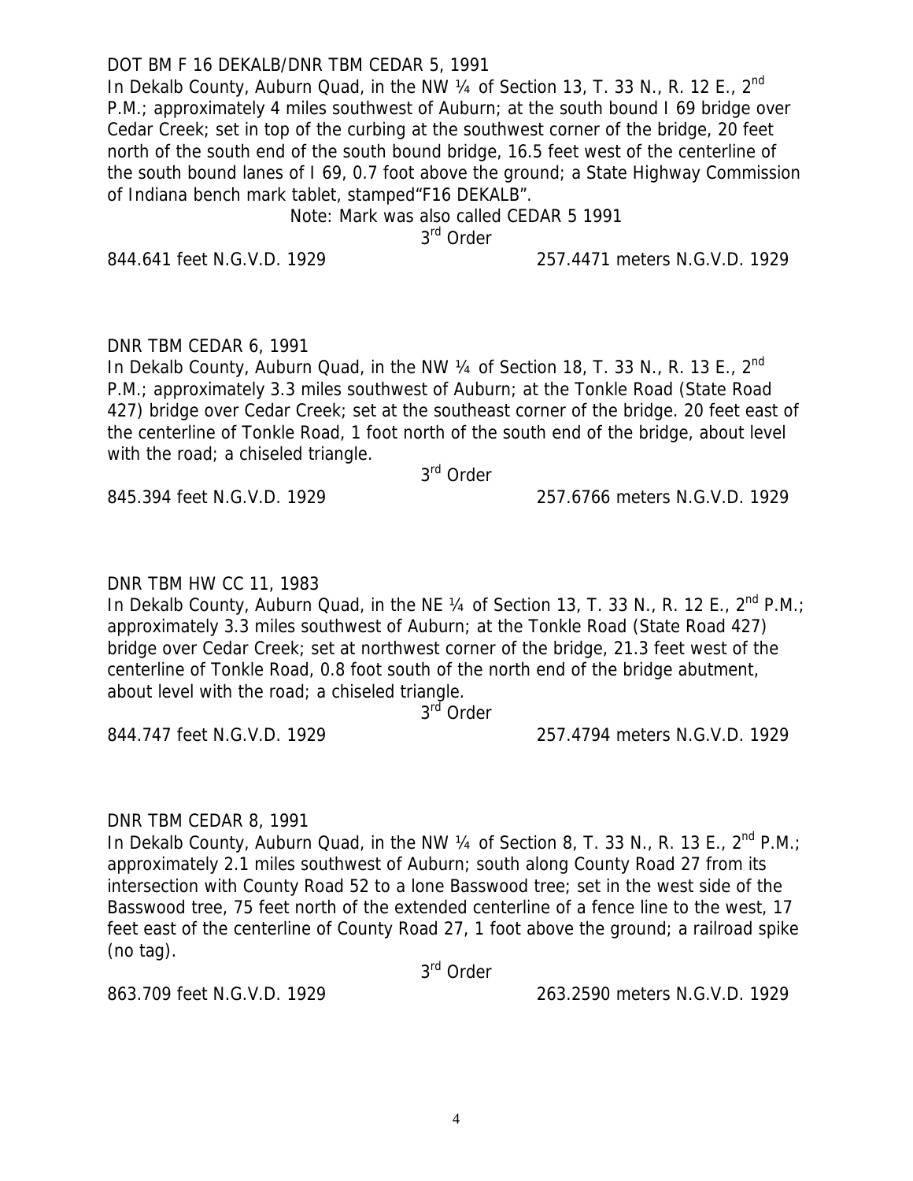DOT BM F 16 DEKALB/DNR TBM CEDAR 5, 1991

In Dekalb County, Auburn Quad, in the NW ¼ of Section 13, T. 33 N., R. 12 E., 2nd P.M.; approximately 4 miles southwest of Auburn; at the south bound I 69 bridge over Cedar Creek; set in top of the curbing at the southwest corner of the bridge, 20 feet north of the south end of the south bound bridge, 16.5 feet west of the centerline of the south bound lanes of I 69, 0.7 foot above the ground; a State Highway Commission of Indiana bench mark tablet, stamped"F16 DEKALB".

Note: Mark was also called CEDAR 5 1991

3rd Order

844.641 feet N.G.V.D. 1929 257.4471 meters N.G.V.D. 1929

DNR TBM CEDAR 6, 1991

In Dekalb County, Auburn Quad, in the NW ¼ of Section 18, T. 33 N., R. 13 E., 2nd P.M.; approximately 3.3 miles southwest of Auburn; at the Tonkle Road (State Road 427) bridge over Cedar Creek; set at the southeast corner of the bridge. 20 feet east of the centerline of Tonkle Road, 1 foot north of the south end of the bridge, about level with the road; a chiseled triangle.

3rd Order

845.394 feet N.G.V.D. 1929 257.6766 meters N.G.V.D. 1929

DNR TBM HW CC 11, 1983

In Dekalb County, Auburn Quad, in the NE ¼ of Section 13, T. 33 N., R. 12 E., 2nd P.M.; approximately 3.3 miles southwest of Auburn; at the Tonkle Road (State Road 427) bridge over Cedar Creek; set at northwest corner of the bridge, 21.3 feet west of the centerline of Tonkle Road, 0.8 foot south of the north end of the bridge abutment, about level with the road; a chiseled triangle.

3rd Order

844.747 feet N.G.V.D. 1929 257.4794 meters N.G.V.D. 1929

DNR TBM CEDAR 8, 1991

In Dekalb County, Auburn Quad, in the NW ¼ of Section 8, T. 33 N., R. 13 E., 2nd P.M.; approximately 2.1 miles southwest of Auburn; south along County Road 27 from its intersection with County Road 52 to a lone Basswood tree; set in the west side of the Basswood tree, 75 feet north of the extended centerline of a fence line to the west, 17 feet east of the centerline of County Road 27, 1 foot above the ground; a railroad spike (no tag).

3rd Order

863.709 feet N.G.V.D. 1929 263.2590 meters N.G.V.D. 1929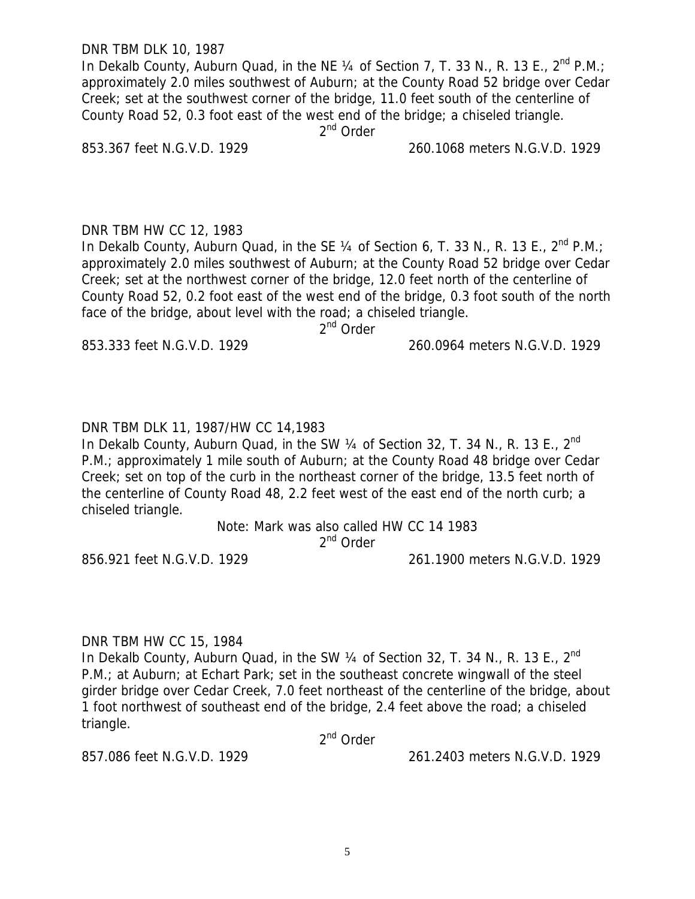DNR TBM DLK 10, 1987

In Dekalb County, Auburn Quad, in the NE ¼ of Section 7, T. 33 N., R. 13 E., 2nd P.M.; approximately 2.0 miles southwest of Auburn; at the County Road 52 bridge over Cedar Creek; set at the southwest corner of the bridge, 11.0 feet south of the centerline of County Road 52, 0.3 foot east of the west end of the bridge; a chiseled triangle.

2nd Order

853.367 feet N.G.V.D. 1929 260.1068 meters N.G.V.D. 1929

DNR TBM HW CC 12, 1983

In Dekalb County, Auburn Quad, in the SE ¼ of Section 6, T. 33 N., R. 13 E., 2nd P.M.; approximately 2.0 miles southwest of Auburn; at the County Road 52 bridge over Cedar Creek; set at the northwest corner of the bridge, 12.0 feet north of the centerline of County Road 52, 0.2 foot east of the west end of the bridge, 0.3 foot south of the north face of the bridge, about level with the road; a chiseled triangle.

2nd Order

853.333 feet N.G.V.D. 1929 260.0964 meters N.G.V.D. 1929

DNR TBM DLK 11, 1987/HW CC 14,1983

In Dekalb County, Auburn Quad, in the SW ¼ of Section 32, T. 34 N., R. 13 E., 2nd P.M.; approximately 1 mile south of Auburn; at the County Road 48 bridge over Cedar Creek; set on top of the curb in the northeast corner of the bridge, 13.5 feet north of the centerline of County Road 48, 2.2 feet west of the east end of the north curb; a chiseled triangle.

Note: Mark was also called HW CC 14 1983

2nd Order

856.921 feet N.G.V.D. 1929 261.1900 meters N.G.V.D. 1929

DNR TBM HW CC 15, 1984

In Dekalb County, Auburn Quad, in the SW ¼ of Section 32, T. 34 N., R. 13 E., 2nd P.M.; at Auburn; at Echart Park; set in the southeast concrete wingwall of the steel girder bridge over Cedar Creek, 7.0 feet northeast of the centerline of the bridge, about 1 foot northwest of southeast end of the bridge, 2.4 feet above the road; a chiseled triangle.

2nd Order

857.086 feet N.G.V.D. 1929 261.2403 meters N.G.V.D. 1929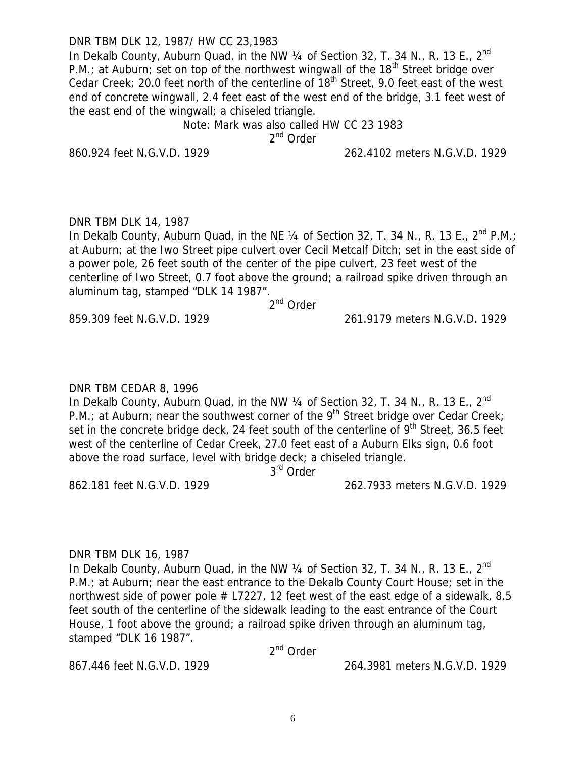DNR TBM DLK 12, 1987/ HW CC 23,1983

In Dekalb County, Auburn Quad, in the NW ¼ of Section 32, T. 34 N., R. 13 E., 2nd P.M.; at Auburn; set on top of the northwest wingwall of the 18th Street bridge over Cedar Creek; 20.0 feet north of the centerline of 18th Street, 9.0 feet east of the west end of concrete wingwall, 2.4 feet east of the west end of the bridge, 3.1 feet west of the east end of the wingwall; a chiseled triangle.

Note: Mark was also called HW CC 23 1983

2nd Order

860.924 feet N.G.V.D. 1929 262.4102 meters N.G.V.D. 1929

DNR TBM DLK 14, 1987

In Dekalb County, Auburn Quad, in the NE ¼ of Section 32, T. 34 N., R. 13 E., 2nd P.M.; at Auburn; at the Iwo Street pipe culvert over Cecil Metcalf Ditch; set in the east side of a power pole, 26 feet south of the center of the pipe culvert, 23 feet west of the centerline of Iwo Street, 0.7 foot above the ground; a railroad spike driven through an aluminum tag, stamped "DLK 14 1987".

2nd Order

859.309 feet N.G.V.D. 1929 261.9179 meters N.G.V.D. 1929

DNR TBM CEDAR 8, 1996

In Dekalb County, Auburn Quad, in the NW ¼ of Section 32, T. 34 N., R. 13 E., 2nd P.M.; at Auburn; near the southwest corner of the 9th Street bridge over Cedar Creek; set in the concrete bridge deck, 24 feet south of the centerline of 9th Street, 36.5 feet west of the centerline of Cedar Creek, 27.0 feet east of a Auburn Elks sign, 0.6 foot above the road surface, level with bridge deck; a chiseled triangle.

3rd Order

862.181 feet N.G.V.D. 1929 262.7933 meters N.G.V.D. 1929

DNR TBM DLK 16, 1987

In Dekalb County, Auburn Quad, in the NW ¼ of Section 32, T. 34 N., R. 13 E., 2nd P.M.; at Auburn; near the east entrance to the Dekalb County Court House; set in the northwest side of power pole # L7227, 12 feet west of the east edge of a sidewalk, 8.5 feet south of the centerline of the sidewalk leading to the east entrance of the Court House, 1 foot above the ground; a railroad spike driven through an aluminum tag, stamped "DLK 16 1987".

2nd Order

867.446 feet N.G.V.D. 1929 264.3981 meters N.G.V.D. 1929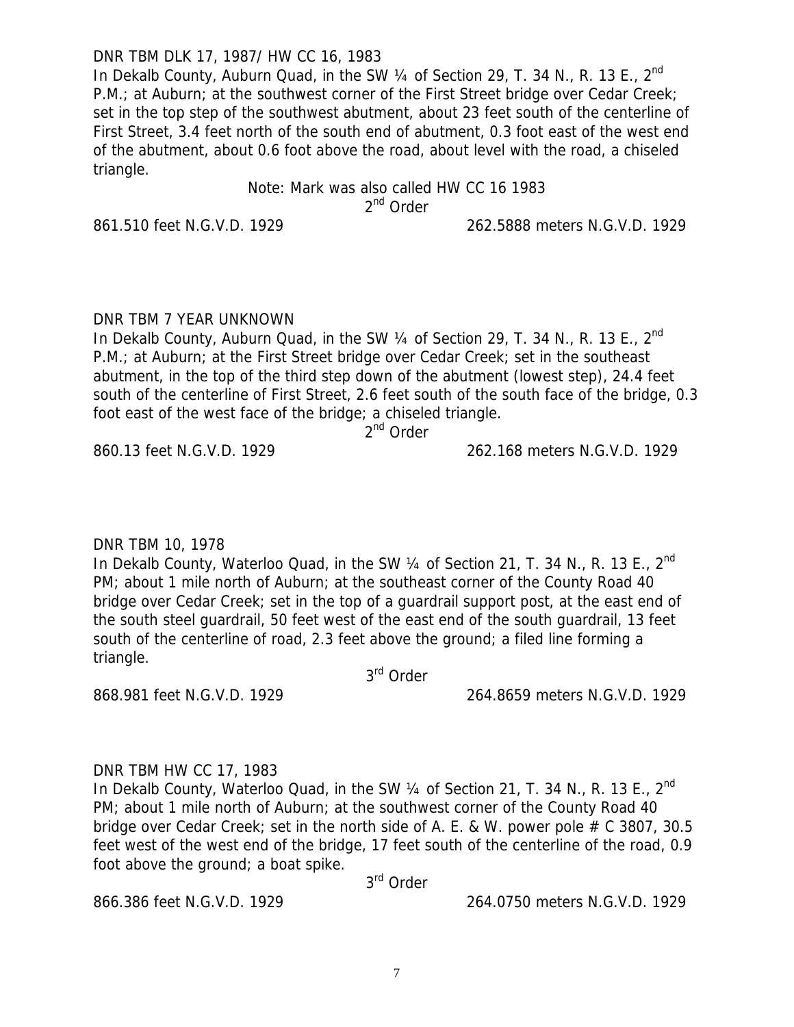DNR TBM DLK 17, 1987/ HW CC 16, 1983

In Dekalb County, Auburn Quad, in the SW ¼ of Section 29, T. 34 N., R. 13 E., 2nd P.M.; at Auburn; at the southwest corner of the First Street bridge over Cedar Creek; set in the top step of the southwest abutment, about 23 feet south of the centerline of First Street, 3.4 feet north of the south end of abutment, 0.3 foot east of the west end of the abutment, about 0.6 foot above the road, about level with the road, a chiseled triangle.

Note: Mark was also called HW CC 16 1983

2nd Order

861.510 feet N.G.V.D. 1929 262.5888 meters N.G.V.D. 1929

DNR TBM 7 YEAR UNKNOWN

In Dekalb County, Auburn Quad, in the SW ¼ of Section 29, T. 34 N., R. 13 E., 2nd P.M.; at Auburn; at the First Street bridge over Cedar Creek; set in the southeast abutment, in the top of the third step down of the abutment (lowest step), 24.4 feet south of the centerline of First Street, 2.6 feet south of the south face of the bridge, 0.3 foot east of the west face of the bridge; a chiseled triangle.

2nd Order

860.13 feet N.G.V.D. 1929 262.168 meters N.G.V.D. 1929

DNR TBM 10, 1978

In Dekalb County, Waterloo Quad, in the SW ¼ of Section 21, T. 34 N., R. 13 E., 2nd PM; about 1 mile north of Auburn; at the southeast corner of the County Road 40 bridge over Cedar Creek; set in the top of a guardrail support post, at the east end of the south steel guardrail, 50 feet west of the east end of the south guardrail, 13 feet south of the centerline of road, 2.3 feet above the ground; a filed line forming a triangle.

3rd Order

868.981 feet N.G.V.D. 1929 264.8659 meters N.G.V.D. 1929

DNR TBM HW CC 17, 1983

In Dekalb County, Waterloo Quad, in the SW ¼ of Section 21, T. 34 N., R. 13 E., 2nd PM; about 1 mile north of Auburn; at the southwest corner of the County Road 40 bridge over Cedar Creek; set in the north side of A. E. & W. power pole # C 3807, 30.5 feet west of the west end of the bridge, 17 feet south of the centerline of the road, 0.9 foot above the ground; a boat spike.

3rd Order

866.386 feet N.G.V.D. 1929 264.0750 meters N.G.V.D. 1929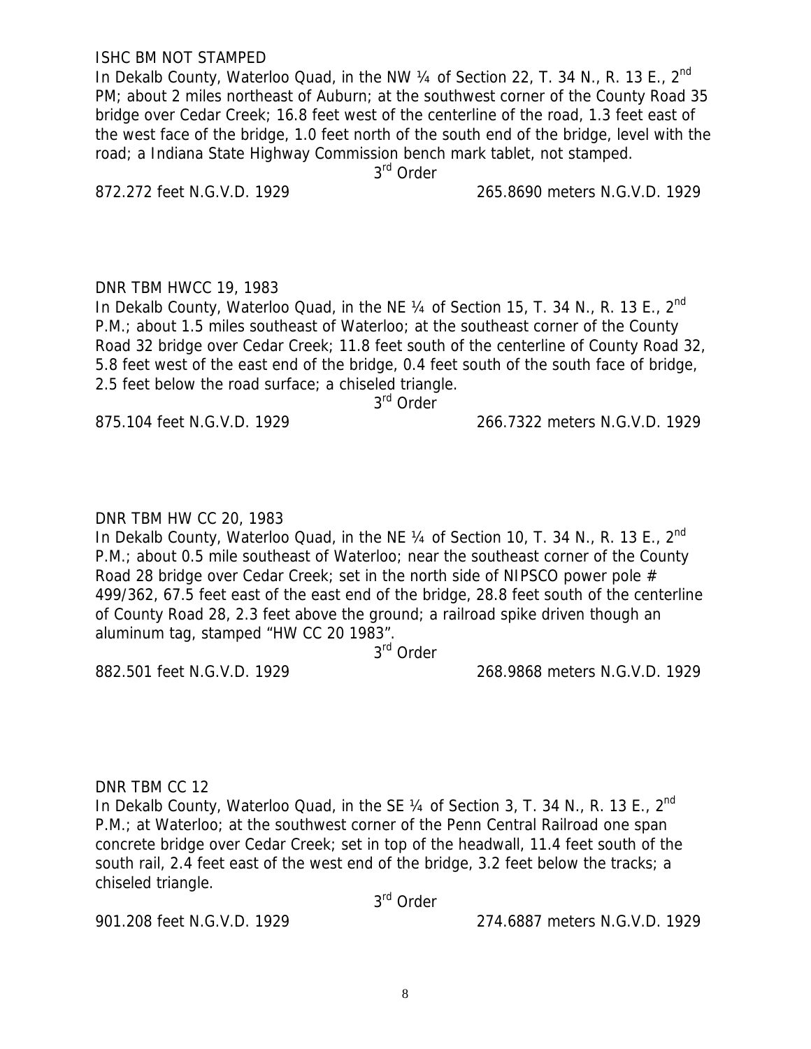ISHC BM NOT STAMPED

In Dekalb County, Waterloo Quad, in the NW ¼ of Section 22, T. 34 N., R. 13 E., 2nd PM; about 2 miles northeast of Auburn; at the southwest corner of the County Road 35 bridge over Cedar Creek; 16.8 feet west of the centerline of the road, 1.3 feet east of the west face of the bridge, 1.0 feet north of the south end of the bridge, level with the road; a Indiana State Highway Commission bench mark tablet, not stamped.

3rd Order

872.272 feet N.G.V.D. 1929 265.8690 meters N.G.V.D. 1929

DNR TBM HWCC 19, 1983

In Dekalb County, Waterloo Quad, in the NE ¼ of Section 15, T. 34 N., R. 13 E., 2nd P.M.; about 1.5 miles southeast of Waterloo; at the southeast corner of the County Road 32 bridge over Cedar Creek; 11.8 feet south of the centerline of County Road 32, 5.8 feet west of the east end of the bridge, 0.4 feet south of the south face of bridge, 2.5 feet below the road surface; a chiseled triangle.

3rd Order

875.104 feet N.G.V.D. 1929 266.7322 meters N.G.V.D. 1929

DNR TBM HW CC 20, 1983

In Dekalb County, Waterloo Quad, in the NE ¼ of Section 10, T. 34 N., R. 13 E., 2nd P.M.; about 0.5 mile southeast of Waterloo; near the southeast corner of the County Road 28 bridge over Cedar Creek; set in the north side of NIPSCO power pole # 499/362, 67.5 feet east of the east end of the bridge, 28.8 feet south of the centerline of County Road 28, 2.3 feet above the ground; a railroad spike driven though an aluminum tag, stamped "HW CC 20 1983".

3rd Order

882.501 feet N.G.V.D. 1929 268.9868 meters N.G.V.D. 1929

DNR TBM CC 12

In Dekalb County, Waterloo Quad, in the SE ¼ of Section 3, T. 34 N., R. 13 E., 2nd P.M.; at Waterloo; at the southwest corner of the Penn Central Railroad one span concrete bridge over Cedar Creek; set in top of the headwall, 11.4 feet south of the south rail, 2.4 feet east of the west end of the bridge, 3.2 feet below the tracks; a chiseled triangle.

3rd Order

901.208 feet N.G.V.D. 1929 274.6887 meters N.G.V.D. 1929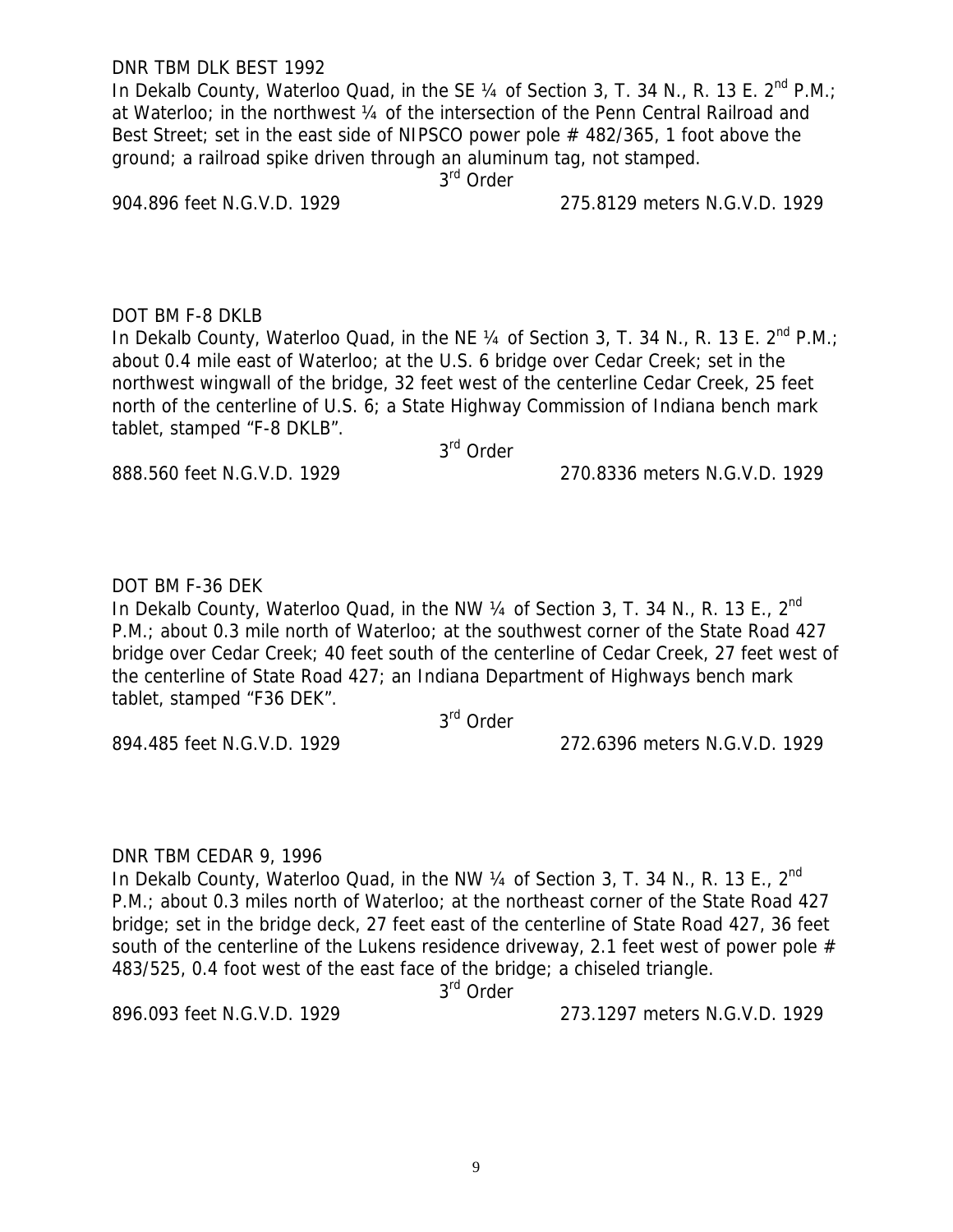DNR TBM DLK BEST 1992

In Dekalb County, Waterloo Quad, in the SE ¼ of Section 3, T. 34 N., R. 13 E. 2nd P.M.; at Waterloo; in the northwest ¼ of the intersection of the Penn Central Railroad and Best Street; set in the east side of NIPSCO power pole # 482/365, 1 foot above the ground; a railroad spike driven through an aluminum tag, not stamped.

3rd Order

904.896 feet N.G.V.D. 1929 275.8129 meters N.G.V.D. 1929

DOT BM F-8 DKLB

In Dekalb County, Waterloo Quad, in the NE ¼ of Section 3, T. 34 N., R. 13 E. 2nd P.M.; about 0.4 mile east of Waterloo; at the U.S. 6 bridge over Cedar Creek; set in the northwest wingwall of the bridge, 32 feet west of the centerline Cedar Creek, 25 feet north of the centerline of U.S. 6; a State Highway Commission of Indiana bench mark tablet, stamped "F-8 DKLB".

3rd Order

888.560 feet N.G.V.D. 1929 270.8336 meters N.G.V.D. 1929

DOT BM F-36 DEK

In Dekalb County, Waterloo Quad, in the NW ¼ of Section 3, T. 34 N., R. 13 E., 2nd P.M.; about 0.3 mile north of Waterloo; at the southwest corner of the State Road 427 bridge over Cedar Creek; 40 feet south of the centerline of Cedar Creek, 27 feet west of the centerline of State Road 427; an Indiana Department of Highways bench mark tablet, stamped "F36 DEK".

3rd Order

894.485 feet N.G.V.D. 1929 272.6396 meters N.G.V.D. 1929

DNR TBM CEDAR 9, 1996

In Dekalb County, Waterloo Quad, in the NW ¼ of Section 3, T. 34 N., R. 13 E., 2nd P.M.; about 0.3 miles north of Waterloo; at the northeast corner of the State Road 427 bridge; set in the bridge deck, 27 feet east of the centerline of State Road 427, 36 feet south of the centerline of the Lukens residence driveway, 2.1 feet west of power pole # 483/525, 0.4 foot west of the east face of the bridge; a chiseled triangle.

3rd Order

896.093 feet N.G.V.D. 1929 273.1297 meters N.G.V.D. 1929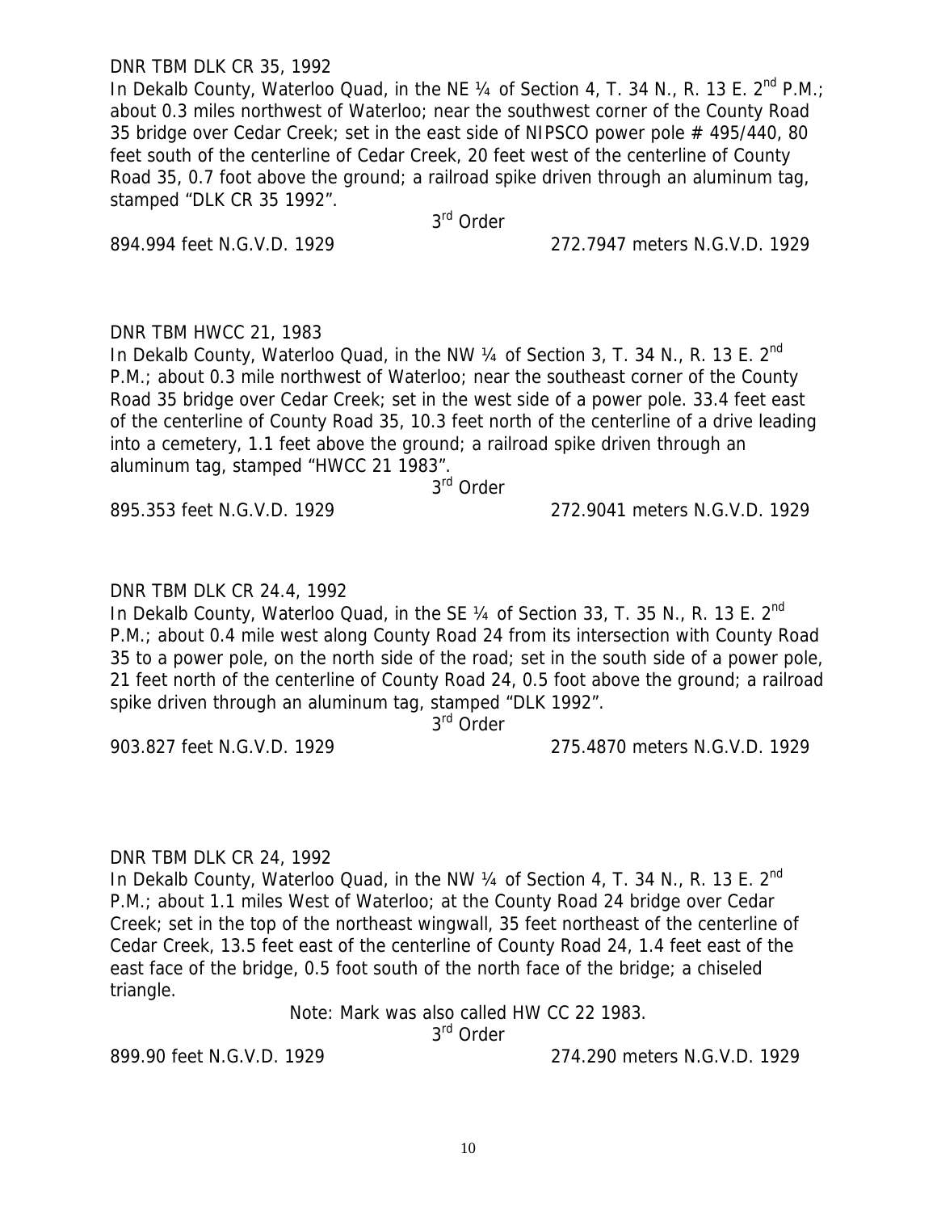DNR TBM DLK CR 35, 1992

In Dekalb County, Waterloo Quad, in the NE ¼ of Section 4, T. 34 N., R. 13 E. 2nd P.M.; about 0.3 miles northwest of Waterloo; near the southwest corner of the County Road 35 bridge over Cedar Creek; set in the east side of NIPSCO power pole # 495/440, 80 feet south of the centerline of Cedar Creek, 20 feet west of the centerline of County Road 35, 0.7 foot above the ground; a railroad spike driven through an aluminum tag, stamped "DLK CR 35 1992".

3rd Order

894.994 feet N.G.V.D. 1929 272.7947 meters N.G.V.D. 1929

DNR TBM HWCC 21, 1983

In Dekalb County, Waterloo Quad, in the NW ¼ of Section 3, T. 34 N., R. 13 E. 2nd P.M.; about 0.3 mile northwest of Waterloo; near the southeast corner of the County Road 35 bridge over Cedar Creek; set in the west side of a power pole. 33.4 feet east of the centerline of County Road 35, 10.3 feet north of the centerline of a drive leading into a cemetery, 1.1 feet above the ground; a railroad spike driven through an aluminum tag, stamped "HWCC 21 1983".

3rd Order

895.353 feet N.G.V.D. 1929 272.9041 meters N.G.V.D. 1929

DNR TBM DLK CR 24.4, 1992

In Dekalb County, Waterloo Quad, in the SE ¼ of Section 33, T. 35 N., R. 13 E. 2nd P.M.; about 0.4 mile west along County Road 24 from its intersection with County Road 35 to a power pole, on the north side of the road; set in the south side of a power pole, 21 feet north of the centerline of County Road 24, 0.5 foot above the ground; a railroad spike driven through an aluminum tag, stamped "DLK 1992".

3rd Order

903.827 feet N.G.V.D. 1929 275.4870 meters N.G.V.D. 1929

DNR TBM DLK CR 24, 1992

In Dekalb County, Waterloo Quad, in the NW ¼ of Section 4, T. 34 N., R. 13 E. 2nd P.M.; about 1.1 miles West of Waterloo; at the County Road 24 bridge over Cedar Creek; set in the top of the northeast wingwall, 35 feet northeast of the centerline of Cedar Creek, 13.5 feet east of the centerline of County Road 24, 1.4 feet east of the east face of the bridge, 0.5 foot south of the north face of the bridge; a chiseled triangle.

Note: Mark was also called HW CC 22 1983.

3rd Order

899.90 feet N.G.V.D. 1929 274.290 meters N.G.V.D. 1929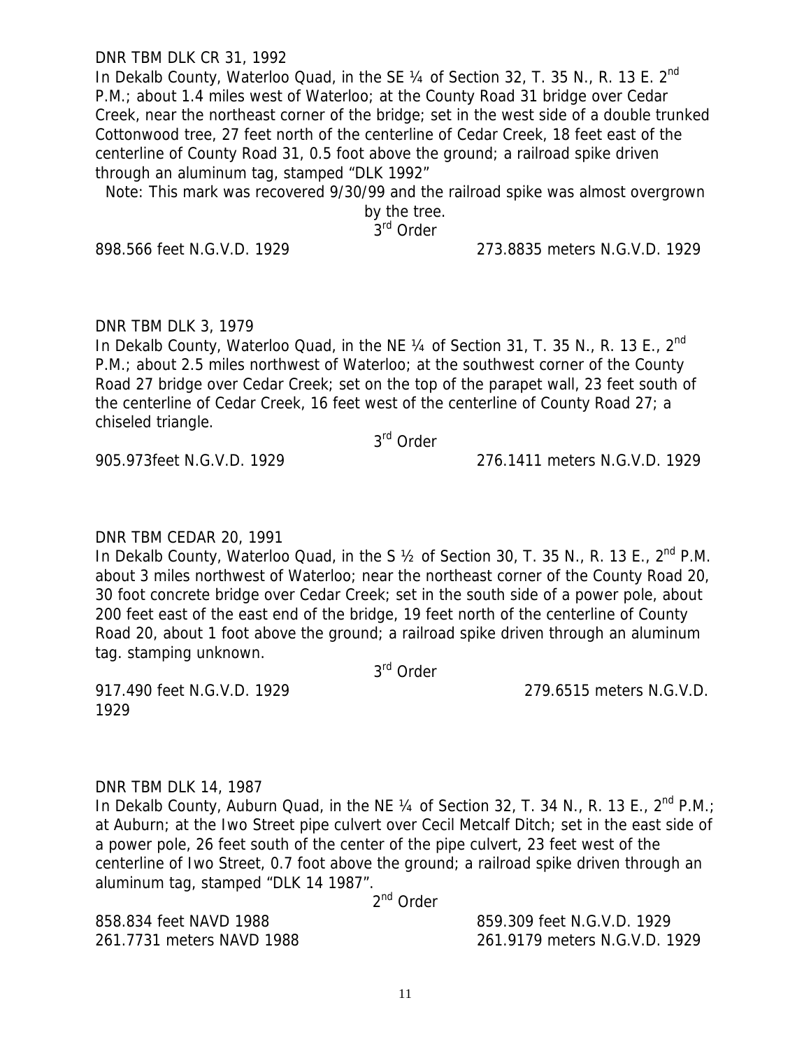DNR TBM DLK CR 31, 1992

In Dekalb County, Waterloo Quad, in the SE ¼ of Section 32, T. 35 N., R. 13 E. 2nd P.M.; about 1.4 miles west of Waterloo; at the County Road 31 bridge over Cedar Creek, near the northeast corner of the bridge; set in the west side of a double trunked Cottonwood tree, 27 feet north of the centerline of Cedar Creek, 18 feet east of the centerline of County Road 31, 0.5 foot above the ground; a railroad spike driven through an aluminum tag, stamped "DLK 1992"

Note: This mark was recovered 9/30/99 and the railroad spike was almost overgrown by the tree.

3rd Order

898.566 feet N.G.V.D. 1929 — 273.8835 meters N.G.V.D. 1929

DNR TBM DLK 3, 1979

In Dekalb County, Waterloo Quad, in the NE ¼ of Section 31, T. 35 N., R. 13 E., 2nd P.M.; about 2.5 miles northwest of Waterloo; at the southwest corner of the County Road 27 bridge over Cedar Creek; set on the top of the parapet wall, 23 feet south of the centerline of Cedar Creek, 16 feet west of the centerline of County Road 27; a chiseled triangle.

3rd Order

905.973feet N.G.V.D. 1929 — 276.1411 meters N.G.V.D. 1929

DNR TBM CEDAR 20, 1991

In Dekalb County, Waterloo Quad, in the S ½ of Section 30, T. 35 N., R. 13 E., 2nd P.M. about 3 miles northwest of Waterloo; near the northeast corner of the County Road 20, 30 foot concrete bridge over Cedar Creek; set in the south side of a power pole, about 200 feet east of the east end of the bridge, 19 feet north of the centerline of County Road 20, about 1 foot above the ground; a railroad spike driven through an aluminum tag. stamping unknown.

3rd Order

917.490 feet N.G.V.D. 1929 — 279.6515 meters N.G.V.D. 1929

DNR TBM DLK 14, 1987

In Dekalb County, Auburn Quad, in the NE ¼ of Section 32, T. 34 N., R. 13 E., 2nd P.M.; at Auburn; at the Iwo Street pipe culvert over Cecil Metcalf Ditch; set in the east side of a power pole, 26 feet south of the center of the pipe culvert, 23 feet west of the centerline of Iwo Street, 0.7 foot above the ground; a railroad spike driven through an aluminum tag, stamped "DLK 14 1987".

2nd Order

858.834 feet NAVD 1988 — 859.309 feet N.G.V.D. 1929

261.7731 meters NAVD 1988 — 261.9179 meters N.G.V.D. 1929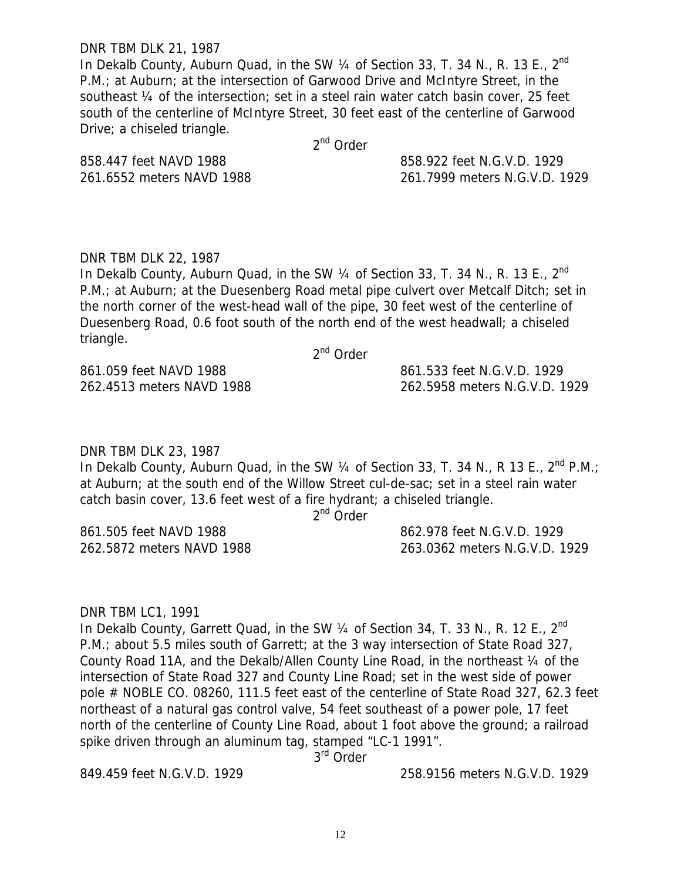DNR TBM DLK 21, 1987

In Dekalb County, Auburn Quad, in the SW ¼ of Section 33, T. 34 N., R. 13 E., 2nd P.M.; at Auburn; at the intersection of Garwood Drive and McIntyre Street, in the southeast ¼ of the intersection; set in a steel rain water catch basin cover, 25 feet south of the centerline of McIntyre Street, 30 feet east of the centerline of Garwood Drive; a chiseled triangle.

2nd Order

858.447 feet NAVD 1988 — 858.922 feet N.G.V.D. 1929
261.6552 meters NAVD 1988 — 261.7999 meters N.G.V.D. 1929

DNR TBM DLK 22, 1987

In Dekalb County, Auburn Quad, in the SW ¼ of Section 33, T. 34 N., R. 13 E., 2nd P.M.; at Auburn; at the Duesenberg Road metal pipe culvert over Metcalf Ditch; set in the north corner of the west-head wall of the pipe, 30 feet west of the centerline of Duesenberg Road, 0.6 foot south of the north end of the west headwall; a chiseled triangle.

2nd Order

861.059 feet NAVD 1988 — 861.533 feet N.G.V.D. 1929
262.4513 meters NAVD 1988 — 262.5958 meters N.G.V.D. 1929

DNR TBM DLK 23, 1987

In Dekalb County, Auburn Quad, in the SW ¼ of Section 33, T. 34 N., R 13 E., 2nd P.M.; at Auburn; at the south end of the Willow Street cul-de-sac; set in a steel rain water catch basin cover, 13.6 feet west of a fire hydrant; a chiseled triangle.

2nd Order

861.505 feet NAVD 1988 — 862.978 feet N.G.V.D. 1929
262.5872 meters NAVD 1988 — 263.0362 meters N.G.V.D. 1929

DNR TBM LC1, 1991

In Dekalb County, Garrett Quad, in the SW ¼ of Section 34, T. 33 N., R. 12 E., 2nd P.M.; about 5.5 miles south of Garrett; at the 3 way intersection of State Road 327, County Road 11A, and the Dekalb/Allen County Line Road, in the northeast ¼ of the intersection of State Road 327 and County Line Road; set in the west side of power pole # NOBLE CO. 08260, 111.5 feet east of the centerline of State Road 327, 62.3 feet northeast of a natural gas control valve, 54 feet southeast of a power pole, 17 feet north of the centerline of County Line Road, about 1 foot above the ground; a railroad spike driven through an aluminum tag, stamped "LC-1 1991".

3rd Order

849.459 feet N.G.V.D. 1929 — 258.9156 meters N.G.V.D. 1929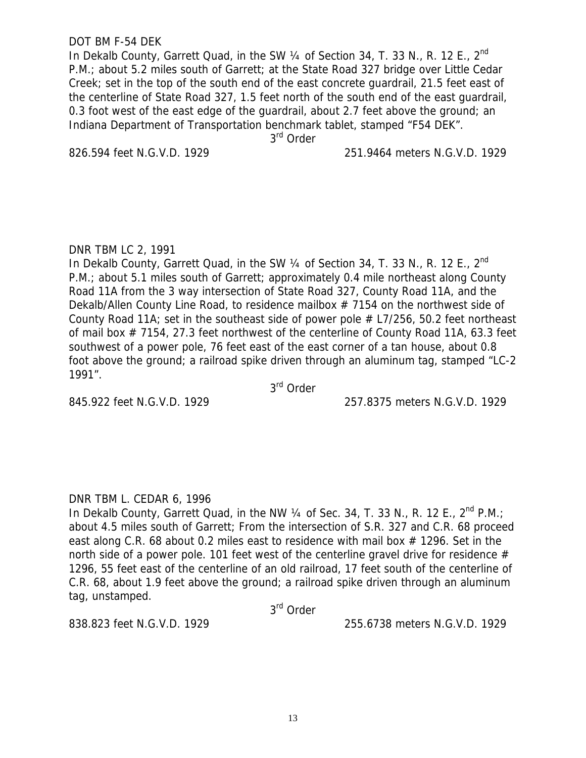DOT BM F-54 DEK

In Dekalb County, Garrett Quad, in the SW ¼ of Section 34, T. 33 N., R. 12 E., 2nd P.M.; about 5.2 miles south of Garrett; at the State Road 327 bridge over Little Cedar Creek; set in the top of the south end of the east concrete guardrail, 21.5 feet east of the centerline of State Road 327, 1.5 feet north of the south end of the east guardrail, 0.3 foot west of the east edge of the guardrail, about 2.7 feet above the ground; an Indiana Department of Transportation benchmark tablet, stamped “F54 DEK”.

3rd Order

826.594 feet N.G.V.D. 1929 251.9464 meters N.G.V.D. 1929

DNR TBM LC 2, 1991

In Dekalb County, Garrett Quad, in the SW ¼ of Section 34, T. 33 N., R. 12 E., 2nd P.M.; about 5.1 miles south of Garrett; approximately 0.4 mile northeast along County Road 11A from the 3 way intersection of State Road 327, County Road 11A, and the Dekalb/Allen County Line Road, to residence mailbox # 7154 on the northwest side of County Road 11A; set in the southeast side of power pole # L7/256, 50.2 feet northeast of mail box # 7154, 27.3 feet northwest of the centerline of County Road 11A, 63.3 feet southwest of a power pole, 76 feet east of the east corner of a tan house, about 0.8 foot above the ground; a railroad spike driven through an aluminum tag, stamped “LC-2 1991”.

3rd Order

845.922 feet N.G.V.D. 1929 257.8375 meters N.G.V.D. 1929

DNR TBM L. CEDAR 6, 1996

In Dekalb County, Garrett Quad, in the NW ¼ of Sec. 34, T. 33 N., R. 12 E., 2nd P.M.; about 4.5 miles south of Garrett; From the intersection of S.R. 327 and C.R. 68 proceed east along C.R. 68 about 0.2 miles east to residence with mail box # 1296. Set in the north side of a power pole. 101 feet west of the centerline gravel drive for residence # 1296, 55 feet east of the centerline of an old railroad, 17 feet south of the centerline of C.R. 68, about 1.9 feet above the ground; a railroad spike driven through an aluminum tag, unstamped.

3rd Order

838.823 feet N.G.V.D. 1929 255.6738 meters N.G.V.D. 1929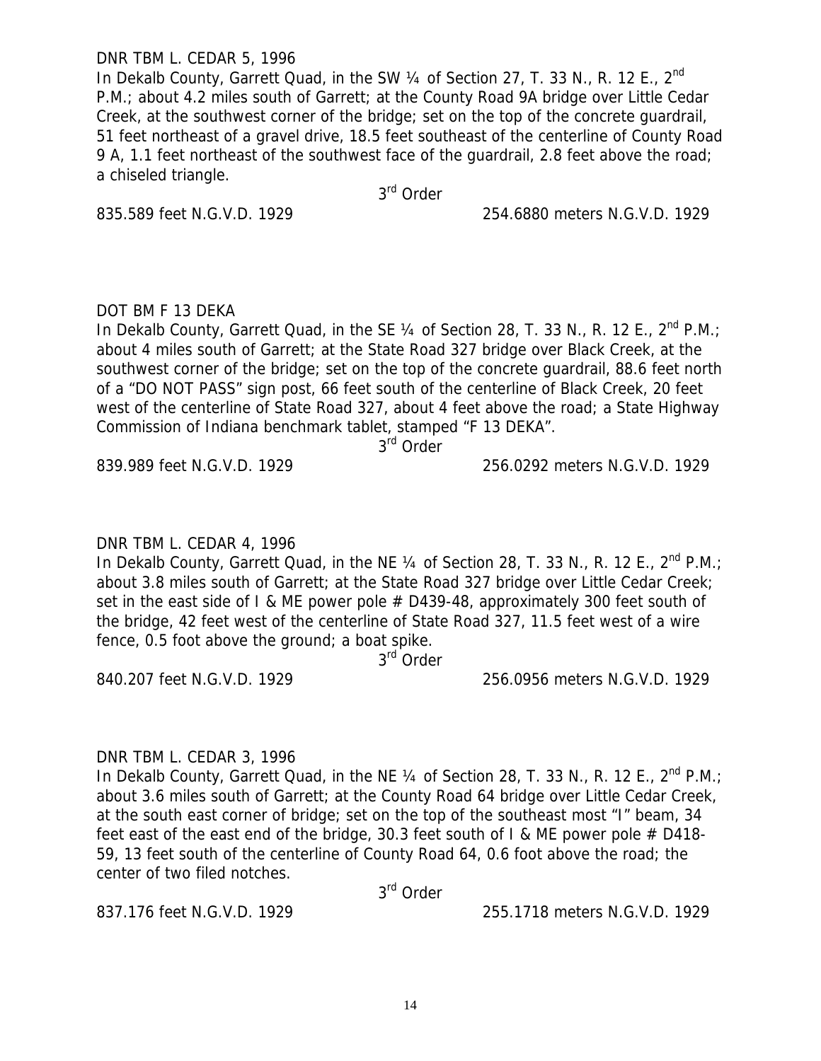DNR TBM L. CEDAR 5, 1996

In Dekalb County, Garrett Quad, in the SW ¼ of Section 27, T. 33 N., R. 12 E., 2nd P.M.; about 4.2 miles south of Garrett; at the County Road 9A bridge over Little Cedar Creek, at the southwest corner of the bridge; set on the top of the concrete guardrail, 51 feet northeast of a gravel drive, 18.5 feet southeast of the centerline of County Road 9 A, 1.1 feet northeast of the southwest face of the guardrail, 2.8 feet above the road; a chiseled triangle.

3rd Order

835.589 feet N.G.V.D. 1929 254.6880 meters N.G.V.D. 1929

DOT BM F 13 DEKA

In Dekalb County, Garrett Quad, in the SE ¼ of Section 28, T. 33 N., R. 12 E., 2nd P.M.; about 4 miles south of Garrett; at the State Road 327 bridge over Black Creek, at the southwest corner of the bridge; set on the top of the concrete guardrail, 88.6 feet north of a "DO NOT PASS" sign post, 66 feet south of the centerline of Black Creek, 20 feet west of the centerline of State Road 327, about 4 feet above the road; a State Highway Commission of Indiana benchmark tablet, stamped "F 13 DEKA".

3rd Order

839.989 feet N.G.V.D. 1929 256.0292 meters N.G.V.D. 1929

DNR TBM L. CEDAR 4, 1996

In Dekalb County, Garrett Quad, in the NE ¼ of Section 28, T. 33 N., R. 12 E., 2nd P.M.; about 3.8 miles south of Garrett; at the State Road 327 bridge over Little Cedar Creek; set in the east side of I & ME power pole # D439-48, approximately 300 feet south of the bridge, 42 feet west of the centerline of State Road 327, 11.5 feet west of a wire fence, 0.5 foot above the ground; a boat spike.

3rd Order

840.207 feet N.G.V.D. 1929 256.0956 meters N.G.V.D. 1929

DNR TBM L. CEDAR 3, 1996

In Dekalb County, Garrett Quad, in the NE ¼ of Section 28, T. 33 N., R. 12 E., 2nd P.M.; about 3.6 miles south of Garrett; at the County Road 64 bridge over Little Cedar Creek, at the south east corner of bridge; set on the top of the southeast most "I" beam, 34 feet east of the east end of the bridge, 30.3 feet south of I & ME power pole # D418-59, 13 feet south of the centerline of County Road 64, 0.6 foot above the road; the center of two filed notches.

3rd Order

837.176 feet N.G.V.D. 1929 255.1718 meters N.G.V.D. 1929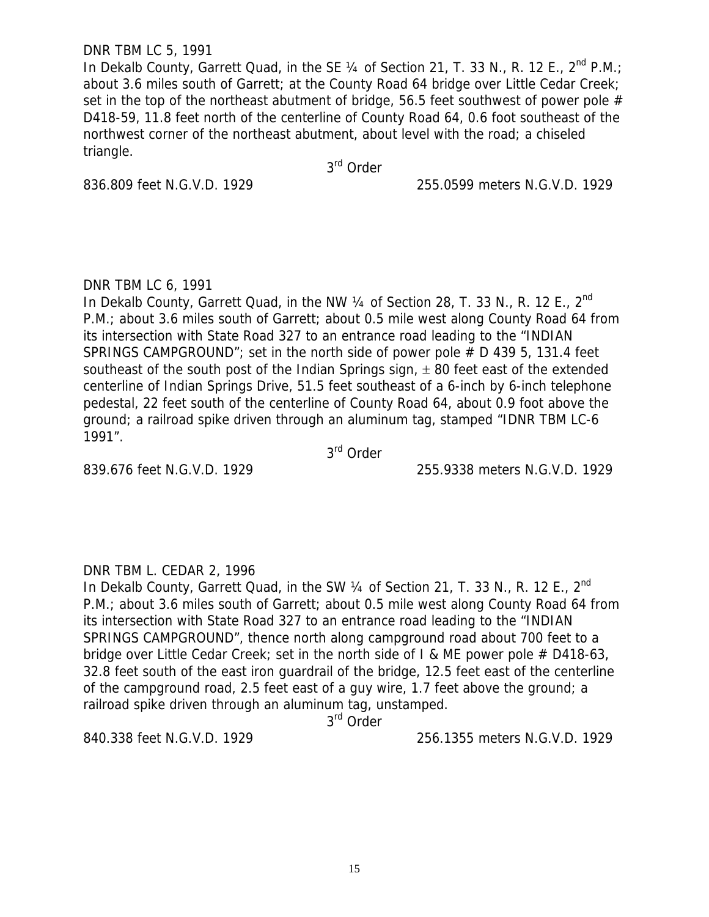DNR TBM LC 5, 1991

In Dekalb County, Garrett Quad, in the SE ¼ of Section 21, T. 33 N., R. 12 E., 2nd P.M.; about 3.6 miles south of Garrett; at the County Road 64 bridge over Little Cedar Creek; set in the top of the northeast abutment of bridge, 56.5 feet southwest of power pole # D418-59, 11.8 feet north of the centerline of County Road 64, 0.6 foot southeast of the northwest corner of the northeast abutment, about level with the road; a chiseled triangle.

3rd Order

836.809 feet N.G.V.D. 1929 255.0599 meters N.G.V.D. 1929

DNR TBM LC 6, 1991

In Dekalb County, Garrett Quad, in the NW ¼ of Section 28, T. 33 N., R. 12 E., 2nd P.M.; about 3.6 miles south of Garrett; about 0.5 mile west along County Road 64 from its intersection with State Road 327 to an entrance road leading to the "INDIAN SPRINGS CAMPGROUND"; set in the north side of power pole # D 439 5, 131.4 feet southeast of the south post of the Indian Springs sign, ± 80 feet east of the extended centerline of Indian Springs Drive, 51.5 feet southeast of a 6-inch by 6-inch telephone pedestal, 22 feet south of the centerline of County Road 64, about 0.9 foot above the ground; a railroad spike driven through an aluminum tag, stamped "IDNR TBM LC-6 1991".

3rd Order

839.676 feet N.G.V.D. 1929 255.9338 meters N.G.V.D. 1929

DNR TBM L. CEDAR 2, 1996

In Dekalb County, Garrett Quad, in the SW ¼ of Section 21, T. 33 N., R. 12 E., 2nd P.M.; about 3.6 miles south of Garrett; about 0.5 mile west along County Road 64 from its intersection with State Road 327 to an entrance road leading to the "INDIAN SPRINGS CAMPGROUND", thence north along campground road about 700 feet to a bridge over Little Cedar Creek; set in the north side of I & ME power pole # D418-63, 32.8 feet south of the east iron guardrail of the bridge, 12.5 feet east of the centerline of the campground road, 2.5 feet east of a guy wire, 1.7 feet above the ground; a railroad spike driven through an aluminum tag, unstamped.

3rd Order

840.338 feet N.G.V.D. 1929 256.1355 meters N.G.V.D. 1929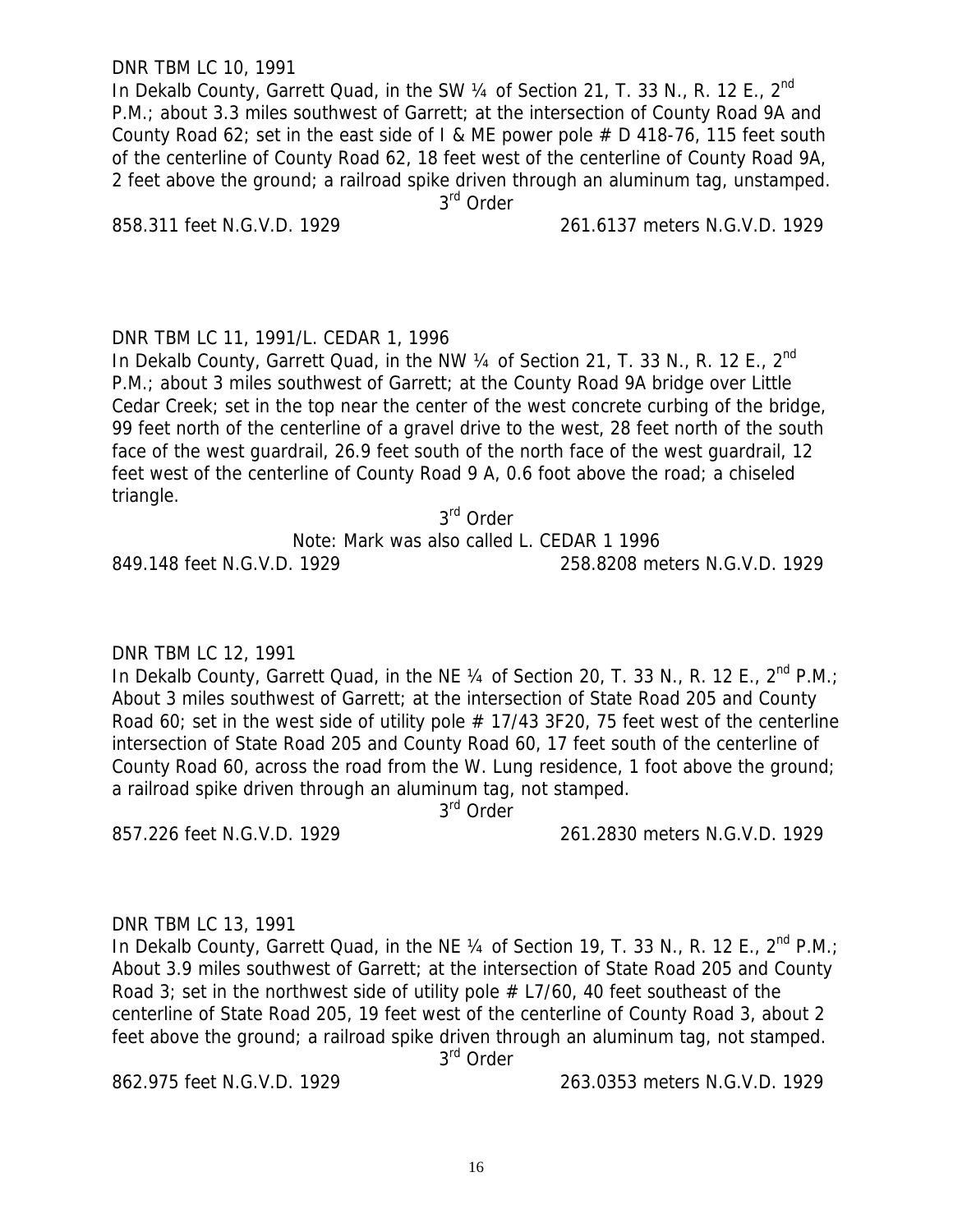DNR TBM LC 10, 1991

In Dekalb County, Garrett Quad, in the SW ¼ of Section 21, T. 33 N., R. 12 E., 2nd P.M.; about 3.3 miles southwest of Garrett; at the intersection of County Road 9A and County Road 62; set in the east side of I & ME power pole # D 418-76, 115 feet south of the centerline of County Road 62, 18 feet west of the centerline of County Road 9A, 2 feet above the ground; a railroad spike driven through an aluminum tag, unstamped.

3rd Order

858.311 feet N.G.V.D. 1929 261.6137 meters N.G.V.D. 1929

DNR TBM LC 11, 1991/L. CEDAR 1, 1996

In Dekalb County, Garrett Quad, in the NW ¼ of Section 21, T. 33 N., R. 12 E., 2nd P.M.; about 3 miles southwest of Garrett; at the County Road 9A bridge over Little Cedar Creek; set in the top near the center of the west concrete curbing of the bridge, 99 feet north of the centerline of a gravel drive to the west, 28 feet north of the south face of the west guardrail, 26.9 feet south of the north face of the west guardrail, 12 feet west of the centerline of County Road 9 A, 0.6 foot above the road; a chiseled triangle.

3rd Order

Note: Mark was also called L. CEDAR 1 1996

849.148 feet N.G.V.D. 1929 258.8208 meters N.G.V.D. 1929

DNR TBM LC 12, 1991

In Dekalb County, Garrett Quad, in the NE ¼ of Section 20, T. 33 N., R. 12 E., 2nd P.M.; About 3 miles southwest of Garrett; at the intersection of State Road 205 and County Road 60; set in the west side of utility pole # 17/43 3F20, 75 feet west of the centerline intersection of State Road 205 and County Road 60, 17 feet south of the centerline of County Road 60, across the road from the W. Lung residence, 1 foot above the ground; a railroad spike driven through an aluminum tag, not stamped.

3rd Order

857.226 feet N.G.V.D. 1929 261.2830 meters N.G.V.D. 1929

DNR TBM LC 13, 1991

In Dekalb County, Garrett Quad, in the NE ¼ of Section 19, T. 33 N., R. 12 E., 2nd P.M.; About 3.9 miles southwest of Garrett; at the intersection of State Road 205 and County Road 3; set in the northwest side of utility pole # L7/60, 40 feet southeast of the centerline of State Road 205, 19 feet west of the centerline of County Road 3, about 2 feet above the ground; a railroad spike driven through an aluminum tag, not stamped.

3rd Order

862.975 feet N.G.V.D. 1929 263.0353 meters N.G.V.D. 1929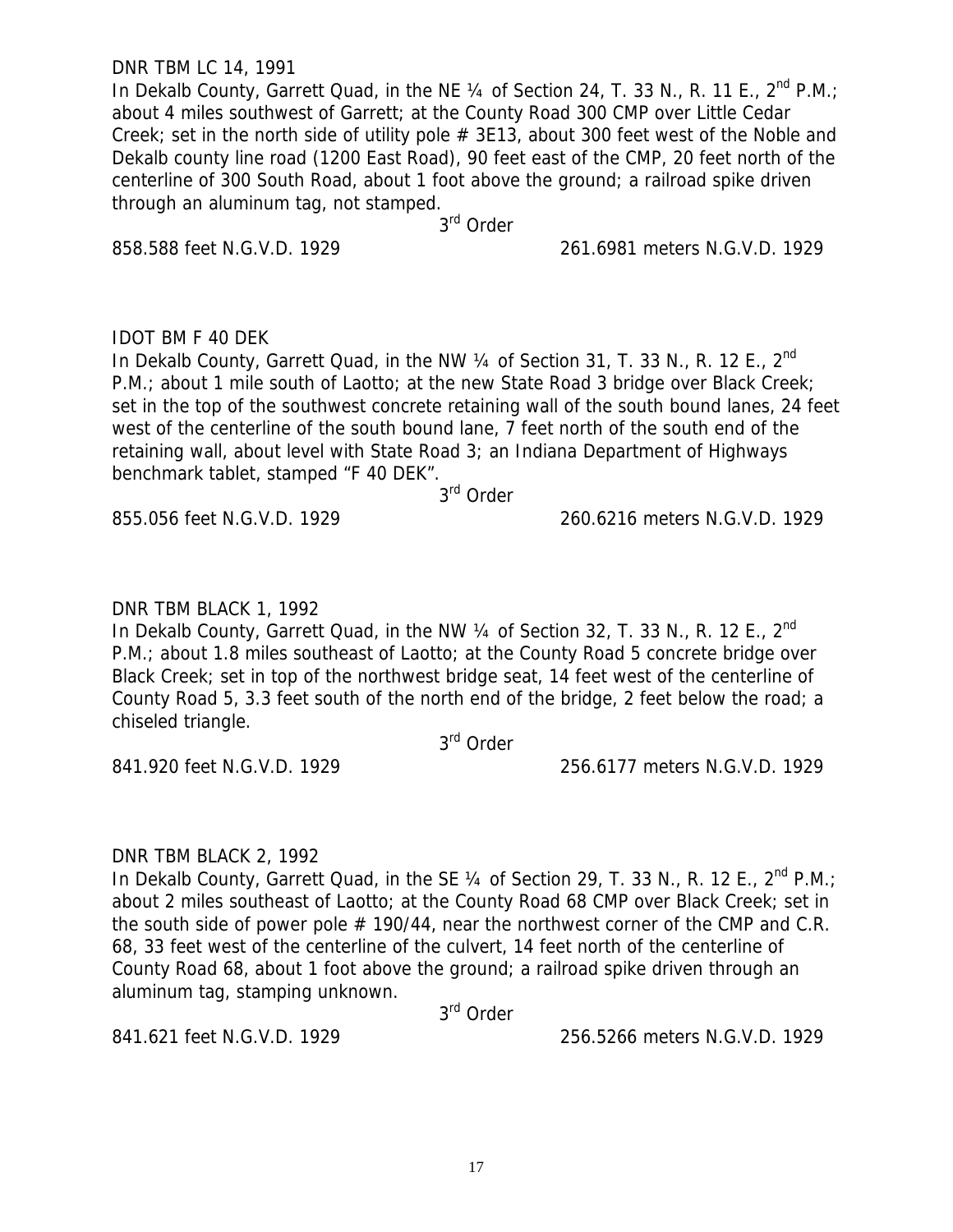DNR TBM LC 14, 1991

In Dekalb County, Garrett Quad, in the NE ¼ of Section 24, T. 33 N., R. 11 E., 2nd P.M.; about 4 miles southwest of Garrett; at the County Road 300 CMP over Little Cedar Creek; set in the north side of utility pole # 3E13, about 300 feet west of the Noble and Dekalb county line road (1200 East Road), 90 feet east of the CMP, 20 feet north of the centerline of 300 South Road, about 1 foot above the ground; a railroad spike driven through an aluminum tag, not stamped.

3rd Order

858.588 feet N.G.V.D. 1929 261.6981 meters N.G.V.D. 1929

IDOT BM F 40 DEK

In Dekalb County, Garrett Quad, in the NW ¼ of Section 31, T. 33 N., R. 12 E., 2nd P.M.; about 1 mile south of Laotto; at the new State Road 3 bridge over Black Creek; set in the top of the southwest concrete retaining wall of the south bound lanes, 24 feet west of the centerline of the south bound lane, 7 feet north of the south end of the retaining wall, about level with State Road 3; an Indiana Department of Highways benchmark tablet, stamped "F 40 DEK".

3rd Order

855.056 feet N.G.V.D. 1929 260.6216 meters N.G.V.D. 1929

DNR TBM BLACK 1, 1992

In Dekalb County, Garrett Quad, in the NW ¼ of Section 32, T. 33 N., R. 12 E., 2nd P.M.; about 1.8 miles southeast of Laotto; at the County Road 5 concrete bridge over Black Creek; set in top of the northwest bridge seat, 14 feet west of the centerline of County Road 5, 3.3 feet south of the north end of the bridge, 2 feet below the road; a chiseled triangle.

3rd Order

841.920 feet N.G.V.D. 1929 256.6177 meters N.G.V.D. 1929

DNR TBM BLACK 2, 1992

In Dekalb County, Garrett Quad, in the SE ¼ of Section 29, T. 33 N., R. 12 E., 2nd P.M.; about 2 miles southeast of Laotto; at the County Road 68 CMP over Black Creek; set in the south side of power pole # 190/44, near the northwest corner of the CMP and C.R. 68, 33 feet west of the centerline of the culvert, 14 feet north of the centerline of County Road 68, about 1 foot above the ground; a railroad spike driven through an aluminum tag, stamping unknown.

3rd Order

841.621 feet N.G.V.D. 1929 256.5266 meters N.G.V.D. 1929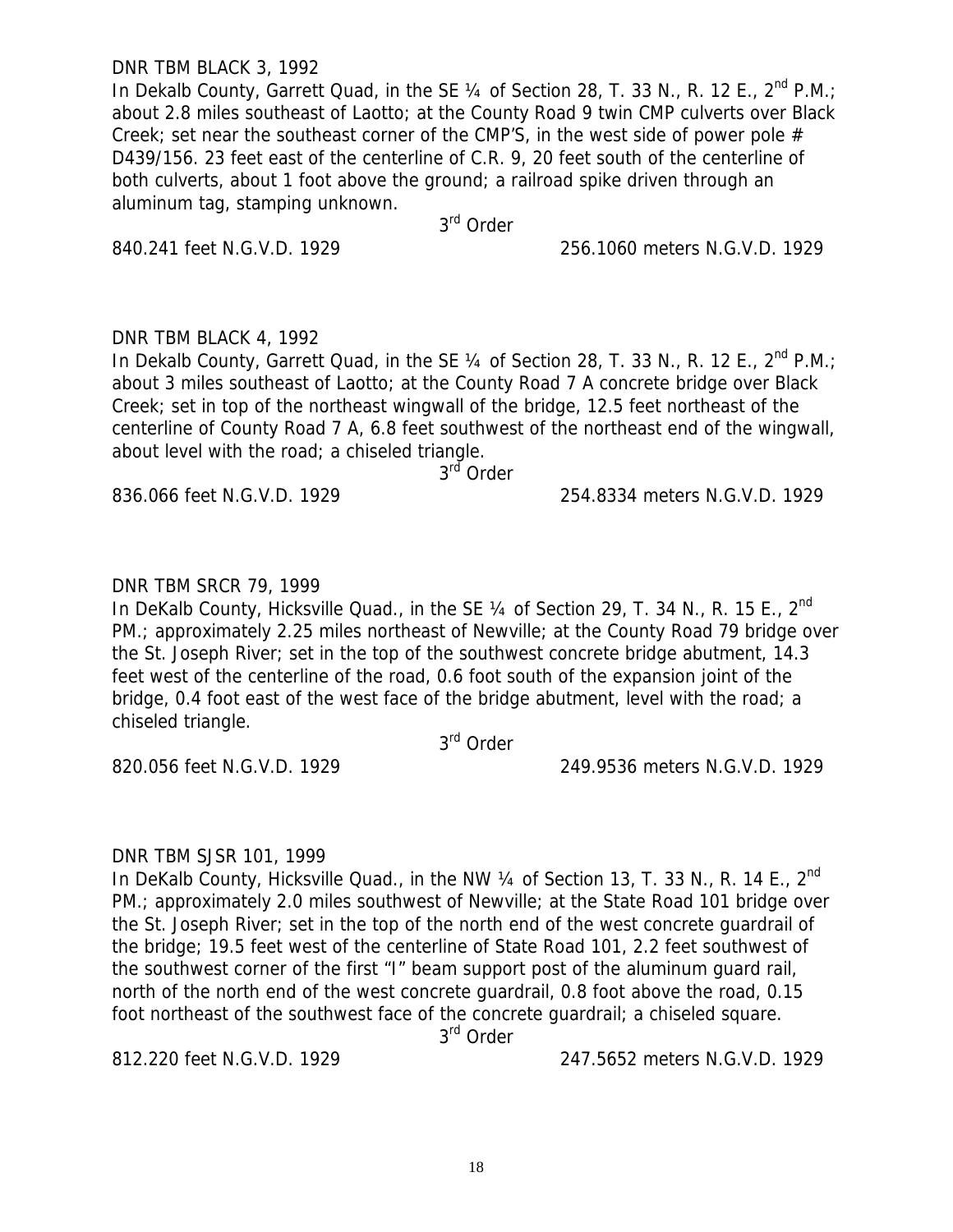DNR TBM BLACK 3, 1992

In Dekalb County, Garrett Quad, in the SE ¼ of Section 28, T. 33 N., R. 12 E., 2nd P.M.; about 2.8 miles southeast of Laotto; at the County Road 9 twin CMP culverts over Black Creek; set near the southeast corner of the CMP'S, in the west side of power pole # D439/156. 23 feet east of the centerline of C.R. 9, 20 feet south of the centerline of both culverts, about 1 foot above the ground; a railroad spike driven through an aluminum tag, stamping unknown.

3rd Order

840.241 feet N.G.V.D. 1929 256.1060 meters N.G.V.D. 1929

DNR TBM BLACK 4, 1992

In Dekalb County, Garrett Quad, in the SE ¼ of Section 28, T. 33 N., R. 12 E., 2nd P.M.; about 3 miles southeast of Laotto; at the County Road 7 A concrete bridge over Black Creek; set in top of the northeast wingwall of the bridge, 12.5 feet northeast of the centerline of County Road 7 A, 6.8 feet southwest of the northeast end of the wingwall, about level with the road; a chiseled triangle.

3rd Order

836.066 feet N.G.V.D. 1929 254.8334 meters N.G.V.D. 1929

DNR TBM SRCR 79, 1999

In DeKalb County, Hicksville Quad., in the SE ¼ of Section 29, T. 34 N., R. 15 E., 2nd PM.; approximately 2.25 miles northeast of Newville; at the County Road 79 bridge over the St. Joseph River; set in the top of the southwest concrete bridge abutment, 14.3 feet west of the centerline of the road, 0.6 foot south of the expansion joint of the bridge, 0.4 foot east of the west face of the bridge abutment, level with the road; a chiseled triangle.

3rd Order

820.056 feet N.G.V.D. 1929 249.9536 meters N.G.V.D. 1929

DNR TBM SJSR 101, 1999

In DeKalb County, Hicksville Quad., in the NW ¼ of Section 13, T. 33 N., R. 14 E., 2nd PM.; approximately 2.0 miles southwest of Newville; at the State Road 101 bridge over the St. Joseph River; set in the top of the north end of the west concrete guardrail of the bridge; 19.5 feet west of the centerline of State Road 101, 2.2 feet southwest of the southwest corner of the first "I" beam support post of the aluminum guard rail, north of the north end of the west concrete guardrail, 0.8 foot above the road, 0.15 foot northeast of the southwest face of the concrete guardrail; a chiseled square.

3rd Order

812.220 feet N.G.V.D. 1929 247.5652 meters N.G.V.D. 1929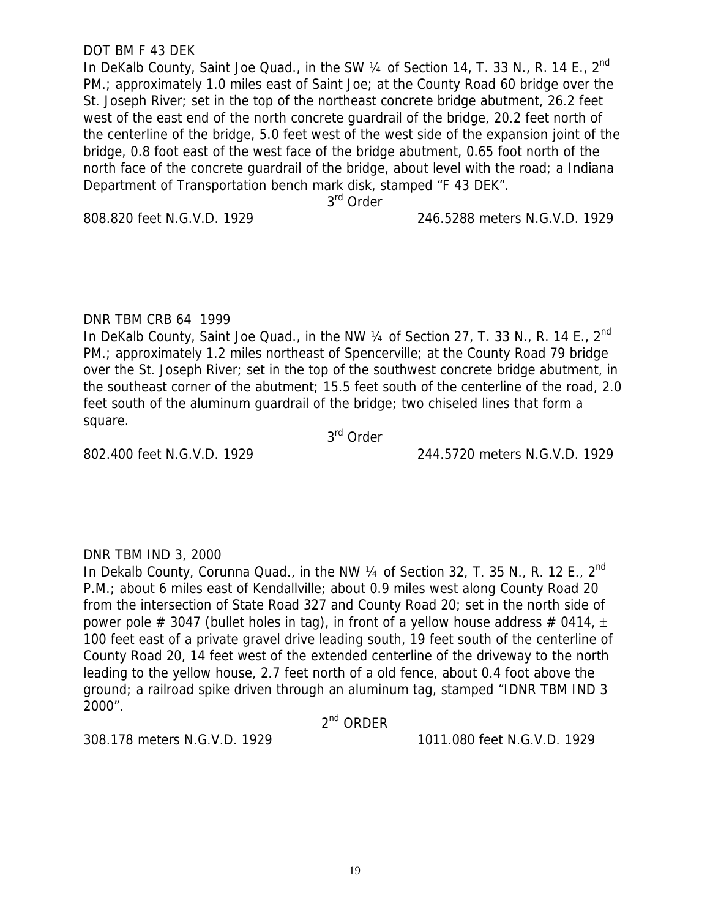DOT BM F 43 DEK

In DeKalb County, Saint Joe Quad., in the SW ¼ of Section 14, T. 33 N., R. 14 E., 2nd PM.; approximately 1.0 miles east of Saint Joe; at the County Road 60 bridge over the St. Joseph River; set in the top of the northeast concrete bridge abutment, 26.2 feet west of the east end of the north concrete guardrail of the bridge, 20.2 feet north of the centerline of the bridge, 5.0 feet west of the west side of the expansion joint of the bridge, 0.8 foot east of the west face of the bridge abutment, 0.65 foot north of the north face of the concrete guardrail of the bridge, about level with the road; a Indiana Department of Transportation bench mark disk, stamped "F 43 DEK".

3rd Order

808.820 feet N.G.V.D. 1929 246.5288 meters N.G.V.D. 1929

DNR TBM CRB 64 1999

In DeKalb County, Saint Joe Quad., in the NW ¼ of Section 27, T. 33 N., R. 14 E., 2nd PM.; approximately 1.2 miles northeast of Spencerville; at the County Road 79 bridge over the St. Joseph River; set in the top of the southwest concrete bridge abutment, in the southeast corner of the abutment; 15.5 feet south of the centerline of the road, 2.0 feet south of the aluminum guardrail of the bridge; two chiseled lines that form a square.

3rd Order

802.400 feet N.G.V.D. 1929 244.5720 meters N.G.V.D. 1929

DNR TBM IND 3, 2000

In Dekalb County, Corunna Quad., in the NW ¼ of Section 32, T. 35 N., R. 12 E., 2nd P.M.; about 6 miles east of Kendallville; about 0.9 miles west along County Road 20 from the intersection of State Road 327 and County Road 20; set in the north side of power pole # 3047 (bullet holes in tag), in front of a yellow house address # 0414, ± 100 feet east of a private gravel drive leading south, 19 feet south of the centerline of County Road 20, 14 feet west of the extended centerline of the driveway to the north leading to the yellow house, 2.7 feet north of a old fence, about 0.4 foot above the ground; a railroad spike driven through an aluminum tag, stamped "IDNR TBM IND 3 2000".

2nd ORDER

308.178 meters N.G.V.D. 1929 1011.080 feet N.G.V.D. 1929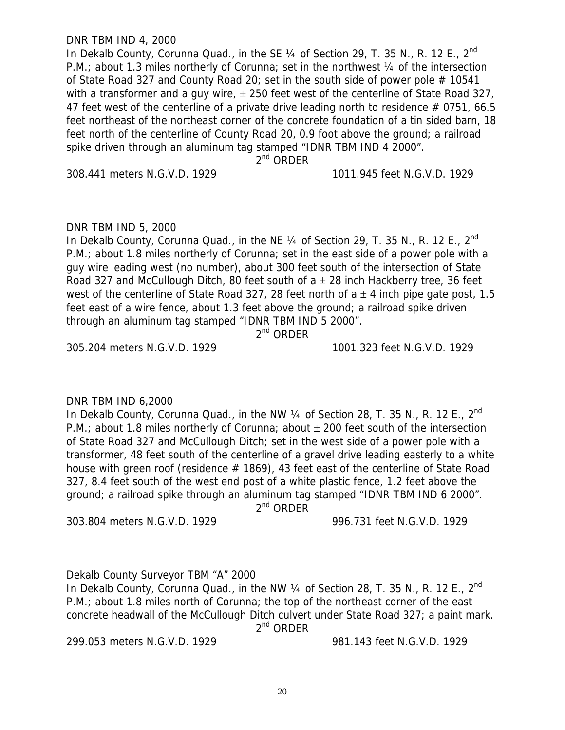DNR TBM IND 4, 2000

In Dekalb County, Corunna Quad., in the SE ¼ of Section 29, T. 35 N., R. 12 E., 2nd P.M.; about 1.3 miles northerly of Corunna; set in the northwest ¼ of the intersection of State Road 327 and County Road 20; set in the south side of power pole # 10541 with a transformer and a guy wire, ± 250 feet west of the centerline of State Road 327, 47 feet west of the centerline of a private drive leading north to residence # 0751, 66.5 feet northeast of the northeast corner of the concrete foundation of a tin sided barn, 18 feet north of the centerline of County Road 20, 0.9 foot above the ground; a railroad spike driven through an aluminum tag stamped "IDNR TBM IND 4 2000".

2nd ORDER

308.441 meters N.G.V.D. 1929 1011.945 feet N.G.V.D. 1929

DNR TBM IND 5, 2000

In Dekalb County, Corunna Quad., in the NE ¼ of Section 29, T. 35 N., R. 12 E., 2nd P.M.; about 1.8 miles northerly of Corunna; set in the east side of a power pole with a guy wire leading west (no number), about 300 feet south of the intersection of State Road 327 and McCullough Ditch, 80 feet south of a ± 28 inch Hackberry tree, 36 feet west of the centerline of State Road 327, 28 feet north of a ± 4 inch pipe gate post, 1.5 feet east of a wire fence, about 1.3 feet above the ground; a railroad spike driven through an aluminum tag stamped "IDNR TBM IND 5 2000".

2nd ORDER

305.204 meters N.G.V.D. 1929 1001.323 feet N.G.V.D. 1929

DNR TBM IND 6,2000

In Dekalb County, Corunna Quad., in the NW ¼ of Section 28, T. 35 N., R. 12 E., 2nd P.M.; about 1.8 miles northerly of Corunna; about ± 200 feet south of the intersection of State Road 327 and McCullough Ditch; set in the west side of a power pole with a transformer, 48 feet south of the centerline of a gravel drive leading easterly to a white house with green roof (residence # 1869), 43 feet east of the centerline of State Road 327, 8.4 feet south of the west end post of a white plastic fence, 1.2 feet above the ground; a railroad spike through an aluminum tag stamped "IDNR TBM IND 6 2000".

2nd ORDER

303.804 meters N.G.V.D. 1929 996.731 feet N.G.V.D. 1929

Dekalb County Surveyor TBM "A" 2000

In Dekalb County, Corunna Quad., in the NW ¼ of Section 28, T. 35 N., R. 12 E., 2nd P.M.; about 1.8 miles north of Corunna; the top of the northeast corner of the east concrete headwall of the McCullough Ditch culvert under State Road 327; a paint mark.

2nd ORDER

299.053 meters N.G.V.D. 1929 981.143 feet N.G.V.D. 1929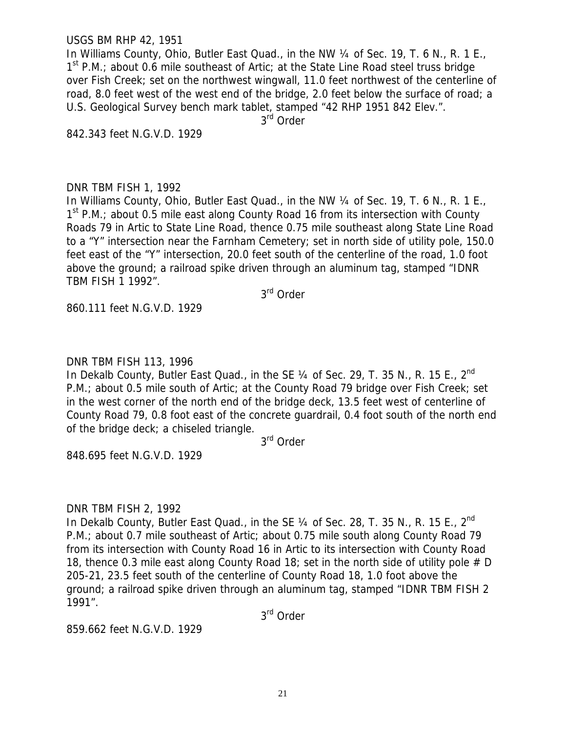USGS BM RHP 42, 1951

In Williams County, Ohio, Butler East Quad., in the NW ¼ of Sec. 19, T. 6 N., R. 1 E., 1st P.M.; about 0.6 mile southeast of Artic; at the State Line Road steel truss bridge over Fish Creek; set on the northwest wingwall, 11.0 feet northwest of the centerline of road, 8.0 feet west of the west end of the bridge, 2.0 feet below the surface of road; a U.S. Geological Survey bench mark tablet, stamped "42 RHP 1951 842 Elev.".

3rd Order

842.343 feet N.G.V.D. 1929

DNR TBM FISH 1, 1992

In Williams County, Ohio, Butler East Quad., in the NW ¼ of Sec. 19, T. 6 N., R. 1 E., 1st P.M.; about 0.5 mile east along County Road 16 from its intersection with County Roads 79 in Artic to State Line Road, thence 0.75 mile southeast along State Line Road to a "Y" intersection near the Farnham Cemetery; set in north side of utility pole, 150.0 feet east of the "Y" intersection, 20.0 feet south of the centerline of the road, 1.0 foot above the ground; a railroad spike driven through an aluminum tag, stamped "IDNR TBM FISH 1 1992".

3rd Order

860.111 feet N.G.V.D. 1929

DNR TBM FISH 113, 1996

In Dekalb County, Butler East Quad., in the SE ¼ of Sec. 29, T. 35 N., R. 15 E., 2nd P.M.; about 0.5 mile south of Artic; at the County Road 79 bridge over Fish Creek; set in the west corner of the north end of the bridge deck, 13.5 feet west of centerline of County Road 79, 0.8 foot east of the concrete guardrail, 0.4 foot south of the north end of the bridge deck; a chiseled triangle.

3rd Order

848.695 feet N.G.V.D. 1929

DNR TBM FISH 2, 1992

In Dekalb County, Butler East Quad., in the SE ¼ of Sec. 28, T. 35 N., R. 15 E., 2nd P.M.; about 0.7 mile southeast of Artic; about 0.75 mile south along County Road 79 from its intersection with County Road 16 in Artic to its intersection with County Road 18, thence 0.3 mile east along County Road 18; set in the north side of utility pole # D 205-21, 23.5 feet south of the centerline of County Road 18, 1.0 foot above the ground; a railroad spike driven through an aluminum tag, stamped "IDNR TBM FISH 2 1991".

3rd Order

859.662 feet N.G.V.D. 1929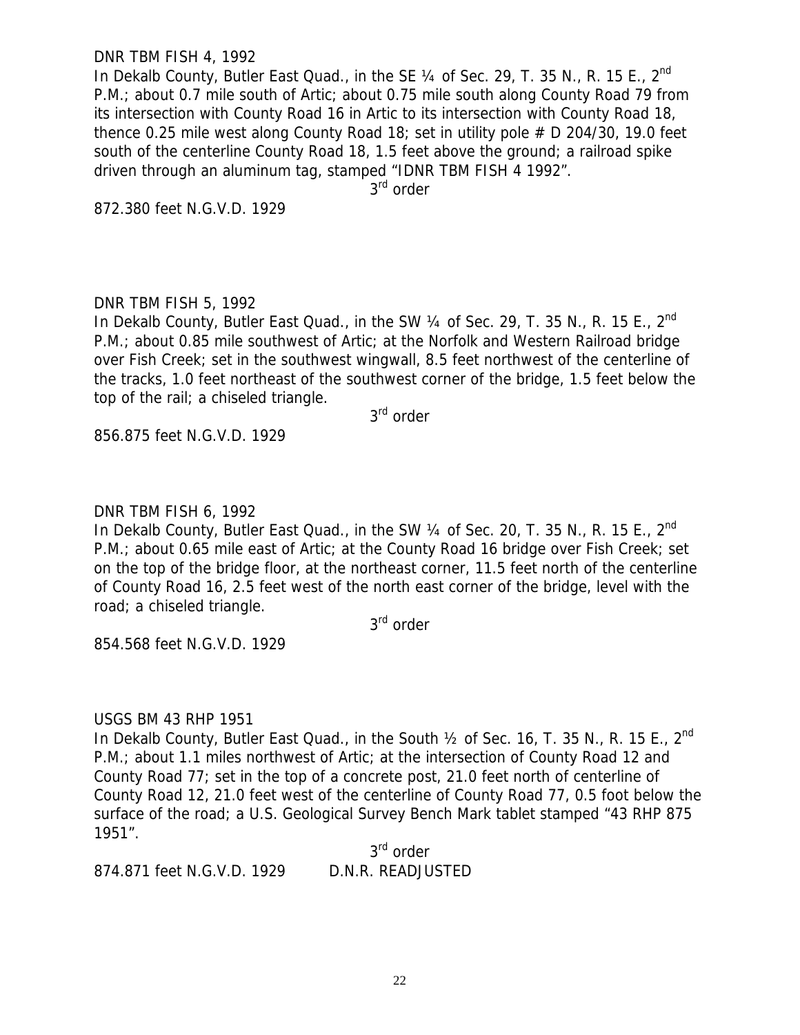DNR TBM FISH 4, 1992

In Dekalb County, Butler East Quad., in the SE ¼ of Sec. 29, T. 35 N., R. 15 E., 2nd P.M.; about 0.7 mile south of Artic; about 0.75 mile south along County Road 79 from its intersection with County Road 16 in Artic to its intersection with County Road 18, thence 0.25 mile west along County Road 18; set in utility pole # D 204/30, 19.0 feet south of the centerline County Road 18, 1.5 feet above the ground; a railroad spike driven through an aluminum tag, stamped "IDNR TBM FISH 4 1992".

3rd order

872.380 feet N.G.V.D. 1929

DNR TBM FISH 5, 1992

In Dekalb County, Butler East Quad., in the SW ¼ of Sec. 29, T. 35 N., R. 15 E., 2nd P.M.; about 0.85 mile southwest of Artic; at the Norfolk and Western Railroad bridge over Fish Creek; set in the southwest wingwall, 8.5 feet northwest of the centerline of the tracks, 1.0 feet northeast of the southwest corner of the bridge, 1.5 feet below the top of the rail; a chiseled triangle.

3rd order

856.875 feet N.G.V.D. 1929

DNR TBM FISH 6, 1992

In Dekalb County, Butler East Quad., in the SW ¼ of Sec. 20, T. 35 N., R. 15 E., 2nd P.M.; about 0.65 mile east of Artic; at the County Road 16 bridge over Fish Creek; set on the top of the bridge floor, at the northeast corner, 11.5 feet north of the centerline of County Road 16, 2.5 feet west of the north east corner of the bridge, level with the road; a chiseled triangle.

3rd order

854.568 feet N.G.V.D. 1929

USGS BM 43 RHP 1951

In Dekalb County, Butler East Quad., in the South ½ of Sec. 16, T. 35 N., R. 15 E., 2nd P.M.; about 1.1 miles northwest of Artic; at the intersection of County Road 12 and County Road 77; set in the top of a concrete post, 21.0 feet north of centerline of County Road 12, 21.0 feet west of the centerline of County Road 77, 0.5 foot below the surface of the road; a U.S. Geological Survey Bench Mark tablet stamped "43 RHP 875 1951".

3rd order

874.871 feet N.G.V.D. 1929 D.N.R. READJUSTED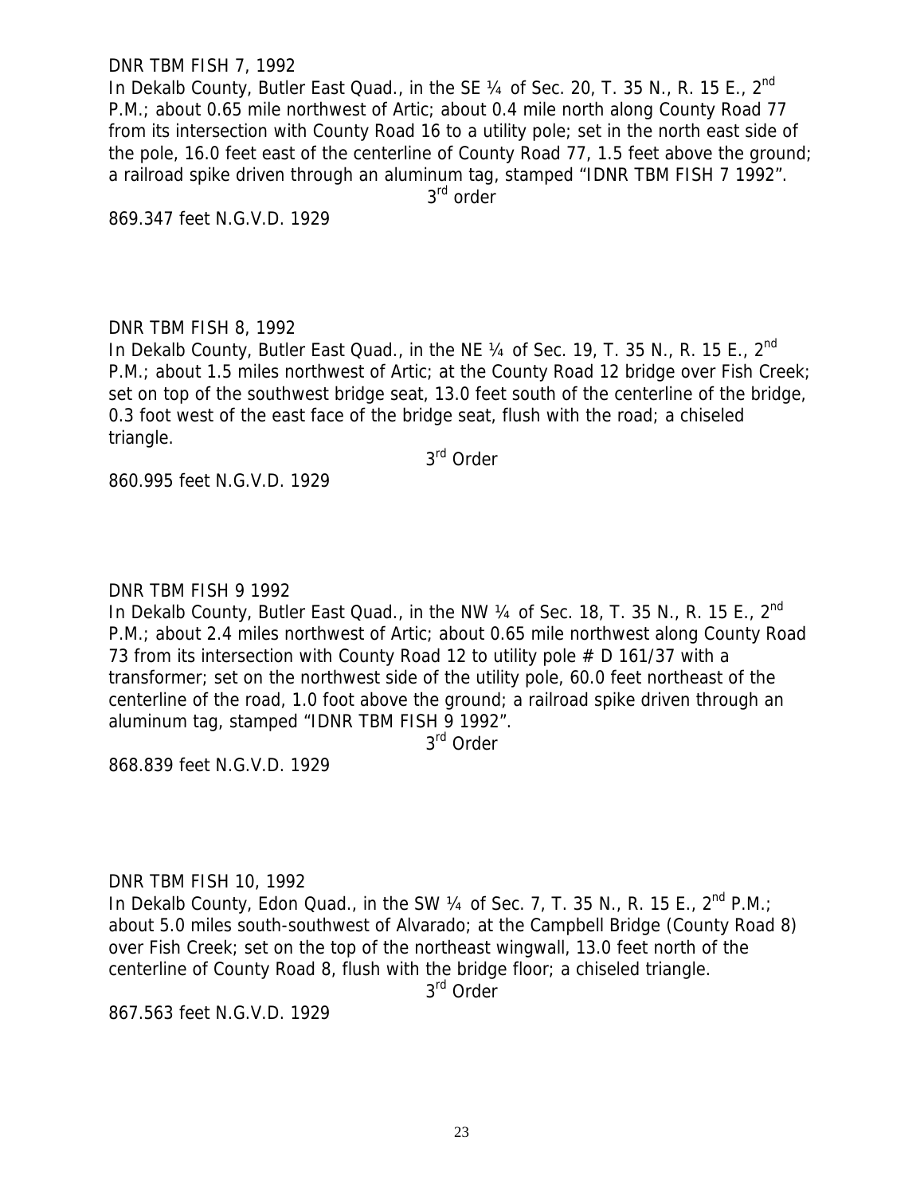DNR TBM FISH 7, 1992

In Dekalb County, Butler East Quad., in the SE ¼ of Sec. 20, T. 35 N., R. 15 E., 2nd P.M.; about 0.65 mile northwest of Artic; about 0.4 mile north along County Road 77 from its intersection with County Road 16 to a utility pole; set in the north east side of the pole, 16.0 feet east of the centerline of County Road 77, 1.5 feet above the ground; a railroad spike driven through an aluminum tag, stamped "IDNR TBM FISH 7 1992".

3rd order

869.347 feet N.G.V.D. 1929

DNR TBM FISH 8, 1992

In Dekalb County, Butler East Quad., in the NE ¼ of Sec. 19, T. 35 N., R. 15 E., 2nd P.M.; about 1.5 miles northwest of Artic; at the County Road 12 bridge over Fish Creek; set on top of the southwest bridge seat, 13.0 feet south of the centerline of the bridge, 0.3 foot west of the east face of the bridge seat, flush with the road; a chiseled triangle.

3rd Order

860.995 feet N.G.V.D. 1929

DNR TBM FISH 9 1992

In Dekalb County, Butler East Quad., in the NW ¼ of Sec. 18, T. 35 N., R. 15 E., 2nd P.M.; about 2.4 miles northwest of Artic; about 0.65 mile northwest along County Road 73 from its intersection with County Road 12 to utility pole # D 161/37 with a transformer; set on the northwest side of the utility pole, 60.0 feet northeast of the centerline of the road, 1.0 foot above the ground; a railroad spike driven through an aluminum tag, stamped "IDNR TBM FISH 9 1992".

3rd Order

868.839 feet N.G.V.D. 1929

DNR TBM FISH 10, 1992

In Dekalb County, Edon Quad., in the SW ¼ of Sec. 7, T. 35 N., R. 15 E., 2nd P.M.; about 5.0 miles south-southwest of Alvarado; at the Campbell Bridge (County Road 8) over Fish Creek; set on the top of the northeast wingwall, 13.0 feet north of the centerline of County Road 8, flush with the bridge floor; a chiseled triangle.

3rd Order

867.563 feet N.G.V.D. 1929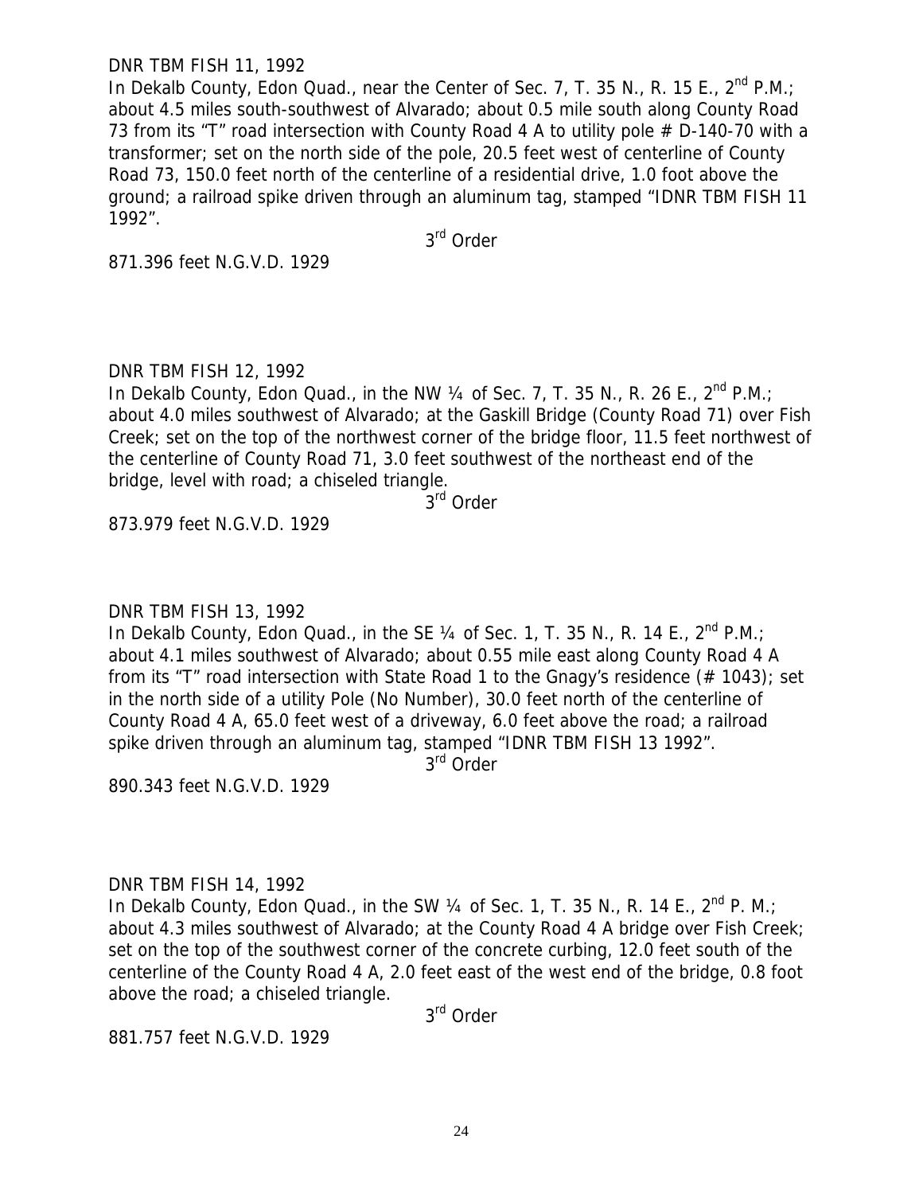DNR TBM FISH 11, 1992

In Dekalb County, Edon Quad., near the Center of Sec. 7, T. 35 N., R. 15 E., 2nd P.M.; about 4.5 miles south-southwest of Alvarado; about 0.5 mile south along County Road 73 from its "T" road intersection with County Road 4 A to utility pole # D-140-70 with a transformer; set on the north side of the pole, 20.5 feet west of centerline of County Road 73, 150.0 feet north of the centerline of a residential drive, 1.0 foot above the ground; a railroad spike driven through an aluminum tag, stamped "IDNR TBM FISH 11 1992".

3rd Order

871.396 feet N.G.V.D. 1929

DNR TBM FISH 12, 1992

In Dekalb County, Edon Quad., in the NW ¼ of Sec. 7, T. 35 N., R. 26 E., 2nd P.M.; about 4.0 miles southwest of Alvarado; at the Gaskill Bridge (County Road 71) over Fish Creek; set on the top of the northwest corner of the bridge floor, 11.5 feet northwest of the centerline of County Road 71, 3.0 feet southwest of the northeast end of the bridge, level with road; a chiseled triangle.

3rd Order

873.979 feet N.G.V.D. 1929

DNR TBM FISH 13, 1992

In Dekalb County, Edon Quad., in the SE ¼ of Sec. 1, T. 35 N., R. 14 E., 2nd P.M.; about 4.1 miles southwest of Alvarado; about 0.55 mile east along County Road 4 A from its "T" road intersection with State Road 1 to the Gnagy's residence (# 1043); set in the north side of a utility Pole (No Number), 30.0 feet north of the centerline of County Road 4 A, 65.0 feet west of a driveway, 6.0 feet above the road; a railroad spike driven through an aluminum tag, stamped "IDNR TBM FISH 13 1992".

3rd Order

890.343 feet N.G.V.D. 1929

DNR TBM FISH 14, 1992

In Dekalb County, Edon Quad., in the SW ¼ of Sec. 1, T. 35 N., R. 14 E., 2nd P. M.; about 4.3 miles southwest of Alvarado; at the County Road 4 A bridge over Fish Creek; set on the top of the southwest corner of the concrete curbing, 12.0 feet south of the centerline of the County Road 4 A, 2.0 feet east of the west end of the bridge, 0.8 foot above the road; a chiseled triangle.

3rd Order

881.757 feet N.G.V.D. 1929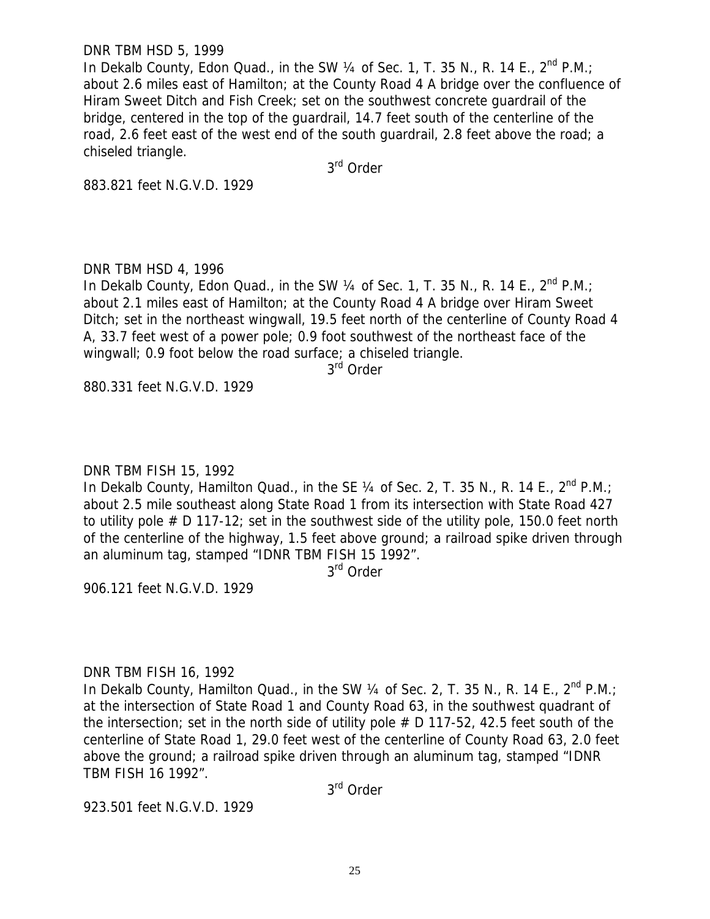DNR TBM HSD 5, 1999

In Dekalb County, Edon Quad., in the SW ¼ of Sec. 1, T. 35 N., R. 14 E., 2nd P.M.; about 2.6 miles east of Hamilton; at the County Road 4 A bridge over the confluence of Hiram Sweet Ditch and Fish Creek; set on the southwest concrete guardrail of the bridge, centered in the top of the guardrail, 14.7 feet south of the centerline of the road, 2.6 feet east of the west end of the south guardrail, 2.8 feet above the road; a chiseled triangle.

3rd Order

883.821 feet N.G.V.D. 1929

DNR TBM HSD 4, 1996

In Dekalb County, Edon Quad., in the SW ¼ of Sec. 1, T. 35 N., R. 14 E., 2nd P.M.; about 2.1 miles east of Hamilton; at the County Road 4 A bridge over Hiram Sweet Ditch; set in the northeast wingwall, 19.5 feet north of the centerline of County Road 4 A, 33.7 feet west of a power pole; 0.9 foot southwest of the northeast face of the wingwall; 0.9 foot below the road surface; a chiseled triangle.

3rd Order

880.331 feet N.G.V.D. 1929

DNR TBM FISH 15, 1992

In Dekalb County, Hamilton Quad., in the SE ¼ of Sec. 2, T. 35 N., R. 14 E., 2nd P.M.; about 2.5 mile southeast along State Road 1 from its intersection with State Road 427 to utility pole # D 117-12; set in the southwest side of the utility pole, 150.0 feet north of the centerline of the highway, 1.5 feet above ground; a railroad spike driven through an aluminum tag, stamped "IDNR TBM FISH 15 1992".

3rd Order

906.121 feet N.G.V.D. 1929

DNR TBM FISH 16, 1992

In Dekalb County, Hamilton Quad., in the SW ¼ of Sec. 2, T. 35 N., R. 14 E., 2nd P.M.; at the intersection of State Road 1 and County Road 63, in the southwest quadrant of the intersection; set in the north side of utility pole # D 117-52, 42.5 feet south of the centerline of State Road 1, 29.0 feet west of the centerline of County Road 63, 2.0 feet above the ground; a railroad spike driven through an aluminum tag, stamped "IDNR TBM FISH 16 1992".

3rd Order

923.501 feet N.G.V.D. 1929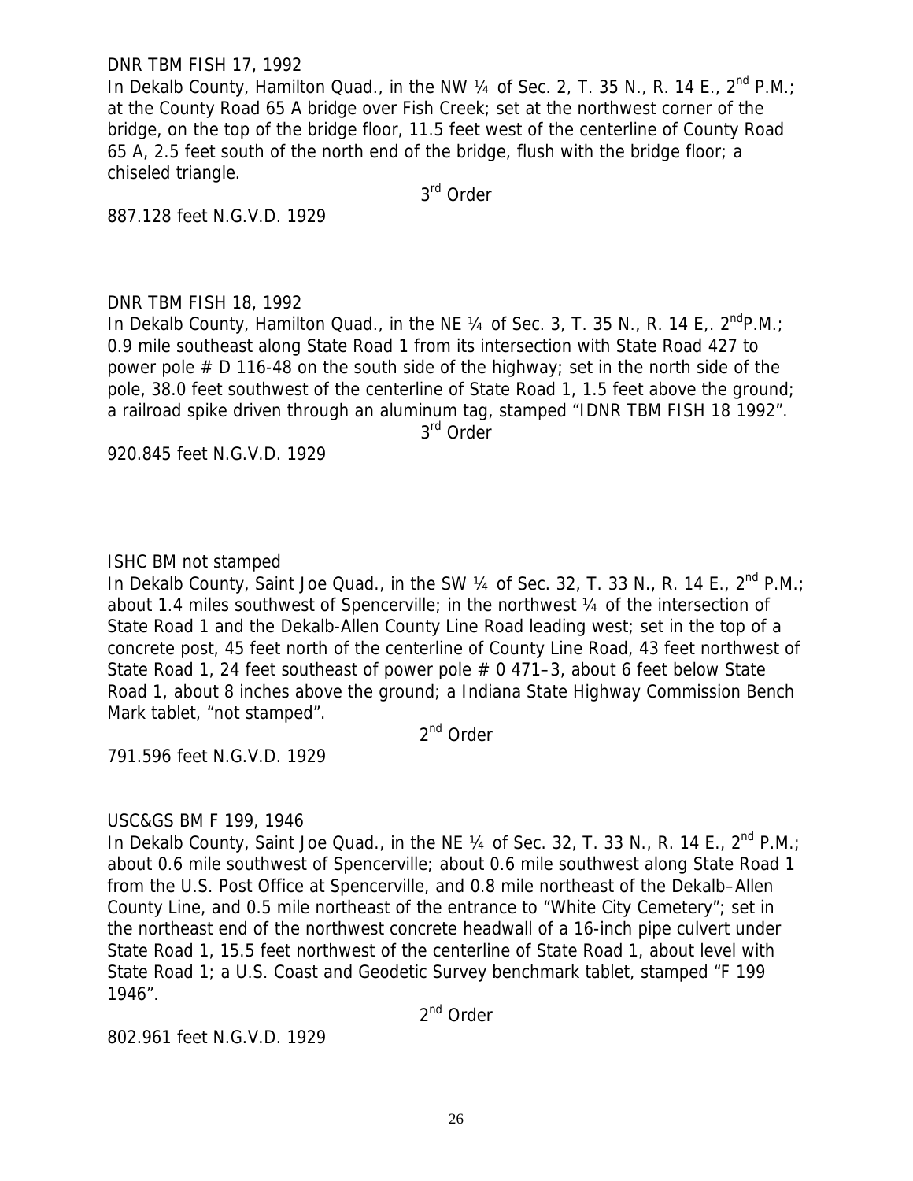DNR TBM FISH 17, 1992

In Dekalb County, Hamilton Quad., in the NW ¼ of Sec. 2, T. 35 N., R. 14 E., 2nd P.M.; at the County Road 65 A bridge over Fish Creek; set at the northwest corner of the bridge, on the top of the bridge floor, 11.5 feet west of the centerline of County Road 65 A, 2.5 feet south of the north end of the bridge, flush with the bridge floor; a chiseled triangle.

3rd Order

887.128 feet N.G.V.D. 1929

DNR TBM FISH 18, 1992

In Dekalb County, Hamilton Quad., in the NE ¼ of Sec. 3, T. 35 N., R. 14 E,. 2ndP.M.; 0.9 mile southeast along State Road 1 from its intersection with State Road 427 to power pole # D 116-48 on the south side of the highway; set in the north side of the pole, 38.0 feet southwest of the centerline of State Road 1, 1.5 feet above the ground; a railroad spike driven through an aluminum tag, stamped "IDNR TBM FISH 18 1992".

3rd Order

920.845 feet N.G.V.D. 1929

ISHC BM not stamped

In Dekalb County, Saint Joe Quad., in the SW ¼ of Sec. 32, T. 33 N., R. 14 E., 2nd P.M.; about 1.4 miles southwest of Spencerville; in the northwest ¼ of the intersection of State Road 1 and the Dekalb-Allen County Line Road leading west; set in the top of a concrete post, 45 feet north of the centerline of County Line Road, 43 feet northwest of State Road 1, 24 feet southeast of power pole # 0 471–3, about 6 feet below State Road 1, about 8 inches above the ground; a Indiana State Highway Commission Bench Mark tablet, "not stamped".

2nd Order

791.596 feet N.G.V.D. 1929

USC&GS BM F 199, 1946

In Dekalb County, Saint Joe Quad., in the NE ¼ of Sec. 32, T. 33 N., R. 14 E., 2nd P.M.; about 0.6 mile southwest of Spencerville; about 0.6 mile southwest along State Road 1 from the U.S. Post Office at Spencerville, and 0.8 mile northeast of the Dekalb–Allen County Line, and 0.5 mile northeast of the entrance to "White City Cemetery"; set in the northeast end of the northwest concrete headwall of a 16-inch pipe culvert under State Road 1, 15.5 feet northwest of the centerline of State Road 1, about level with State Road 1; a U.S. Coast and Geodetic Survey benchmark tablet, stamped "F 199 1946".

2nd Order

802.961 feet N.G.V.D. 1929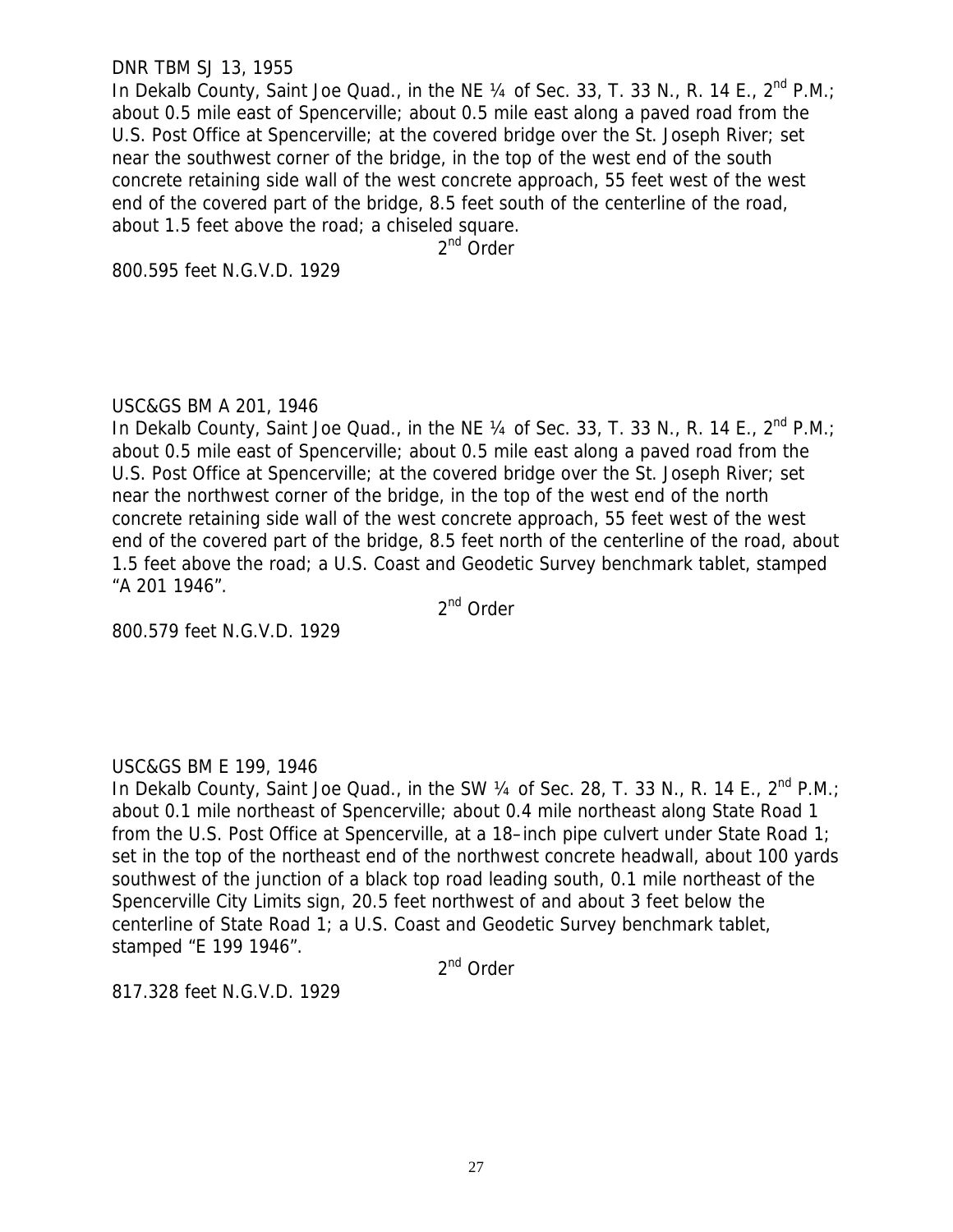DNR TBM SJ 13, 1955

In Dekalb County, Saint Joe Quad., in the NE ¼ of Sec. 33, T. 33 N., R. 14 E., 2nd P.M.; about 0.5 mile east of Spencerville; about 0.5 mile east along a paved road from the U.S. Post Office at Spencerville; at the covered bridge over the St. Joseph River; set near the southwest corner of the bridge, in the top of the west end of the south concrete retaining side wall of the west concrete approach, 55 feet west of the west end of the covered part of the bridge, 8.5 feet south of the centerline of the road, about 1.5 feet above the road; a chiseled square.

2nd Order

800.595 feet N.G.V.D. 1929

USC&GS BM A 201, 1946

In Dekalb County, Saint Joe Quad., in the NE ¼ of Sec. 33, T. 33 N., R. 14 E., 2nd P.M.; about 0.5 mile east of Spencerville; about 0.5 mile east along a paved road from the U.S. Post Office at Spencerville; at the covered bridge over the St. Joseph River; set near the northwest corner of the bridge, in the top of the west end of the north concrete retaining side wall of the west concrete approach, 55 feet west of the west end of the covered part of the bridge, 8.5 feet north of the centerline of the road, about 1.5 feet above the road; a U.S. Coast and Geodetic Survey benchmark tablet, stamped "A 201 1946".

2nd Order

800.579 feet N.G.V.D. 1929

USC&GS BM E 199, 1946

In Dekalb County, Saint Joe Quad., in the SW ¼ of Sec. 28, T. 33 N., R. 14 E., 2nd P.M.; about 0.1 mile northeast of Spencerville; about 0.4 mile northeast along State Road 1 from the U.S. Post Office at Spencerville, at a 18–inch pipe culvert under State Road 1; set in the top of the northeast end of the northwest concrete headwall, about 100 yards southwest of the junction of a black top road leading south, 0.1 mile northeast of the Spencerville City Limits sign, 20.5 feet northwest of and about 3 feet below the centerline of State Road 1; a U.S. Coast and Geodetic Survey benchmark tablet, stamped "E 199 1946".

2nd Order

817.328 feet N.G.V.D. 1929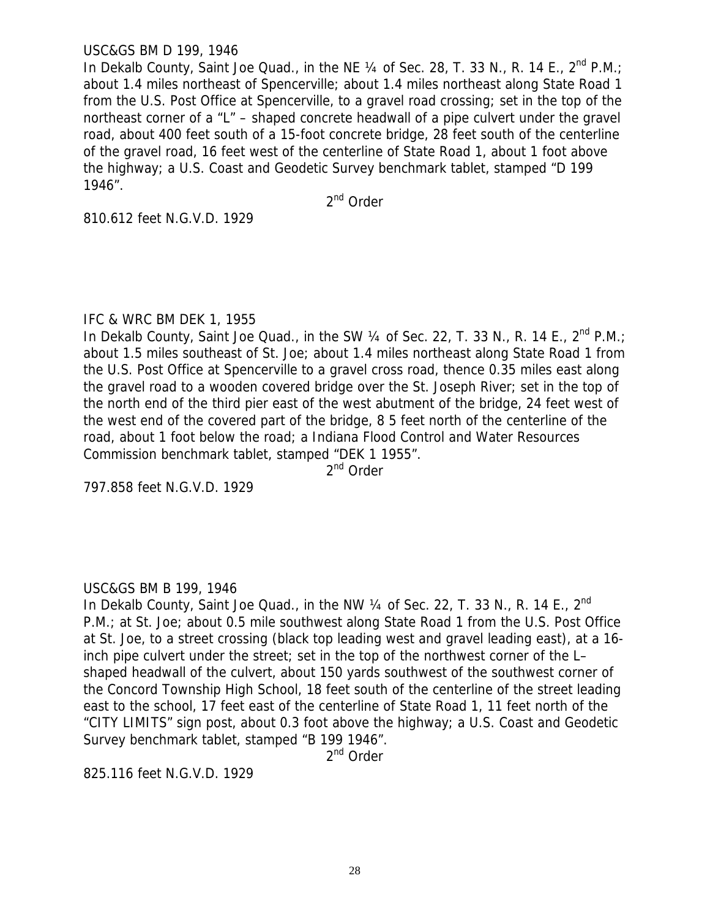USC&GS BM D 199, 1946

In Dekalb County, Saint Joe Quad., in the NE ¼ of Sec. 28, T. 33 N., R. 14 E., 2nd P.M.; about 1.4 miles northeast of Spencerville; about 1.4 miles northeast along State Road 1 from the U.S. Post Office at Spencerville, to a gravel road crossing; set in the top of the northeast corner of a "L" – shaped concrete headwall of a pipe culvert under the gravel road, about 400 feet south of a 15-foot concrete bridge, 28 feet south of the centerline of the gravel road, 16 feet west of the centerline of State Road 1, about 1 foot above the highway; a U.S. Coast and Geodetic Survey benchmark tablet, stamped "D 199 1946".

2nd Order

810.612 feet N.G.V.D. 1929

IFC & WRC BM DEK 1, 1955

In Dekalb County, Saint Joe Quad., in the SW ¼ of Sec. 22, T. 33 N., R. 14 E., 2nd P.M.; about 1.5 miles southeast of St. Joe; about 1.4 miles northeast along State Road 1 from the U.S. Post Office at Spencerville to a gravel cross road, thence 0.35 miles east along the gravel road to a wooden covered bridge over the St. Joseph River; set in the top of the north end of the third pier east of the west abutment of the bridge, 24 feet west of the west end of the covered part of the bridge, 8 5 feet north of the centerline of the road, about 1 foot below the road; a Indiana Flood Control and Water Resources Commission benchmark tablet, stamped "DEK 1 1955".

2nd Order

797.858 feet N.G.V.D. 1929

USC&GS BM B 199, 1946

In Dekalb County, Saint Joe Quad., in the NW ¼ of Sec. 22, T. 33 N., R. 14 E., 2nd P.M.; at St. Joe; about 0.5 mile southwest along State Road 1 from the U.S. Post Office at St. Joe, to a street crossing (black top leading west and gravel leading east), at a 16-inch pipe culvert under the street; set in the top of the northwest corner of the L–shaped headwall of the culvert, about 150 yards southwest of the southwest corner of the Concord Township High School, 18 feet south of the centerline of the street leading east to the school, 17 feet east of the centerline of State Road 1, 11 feet north of the "CITY LIMITS" sign post, about 0.3 foot above the highway; a U.S. Coast and Geodetic Survey benchmark tablet, stamped "B 199 1946".

2nd Order

825.116 feet N.G.V.D. 1929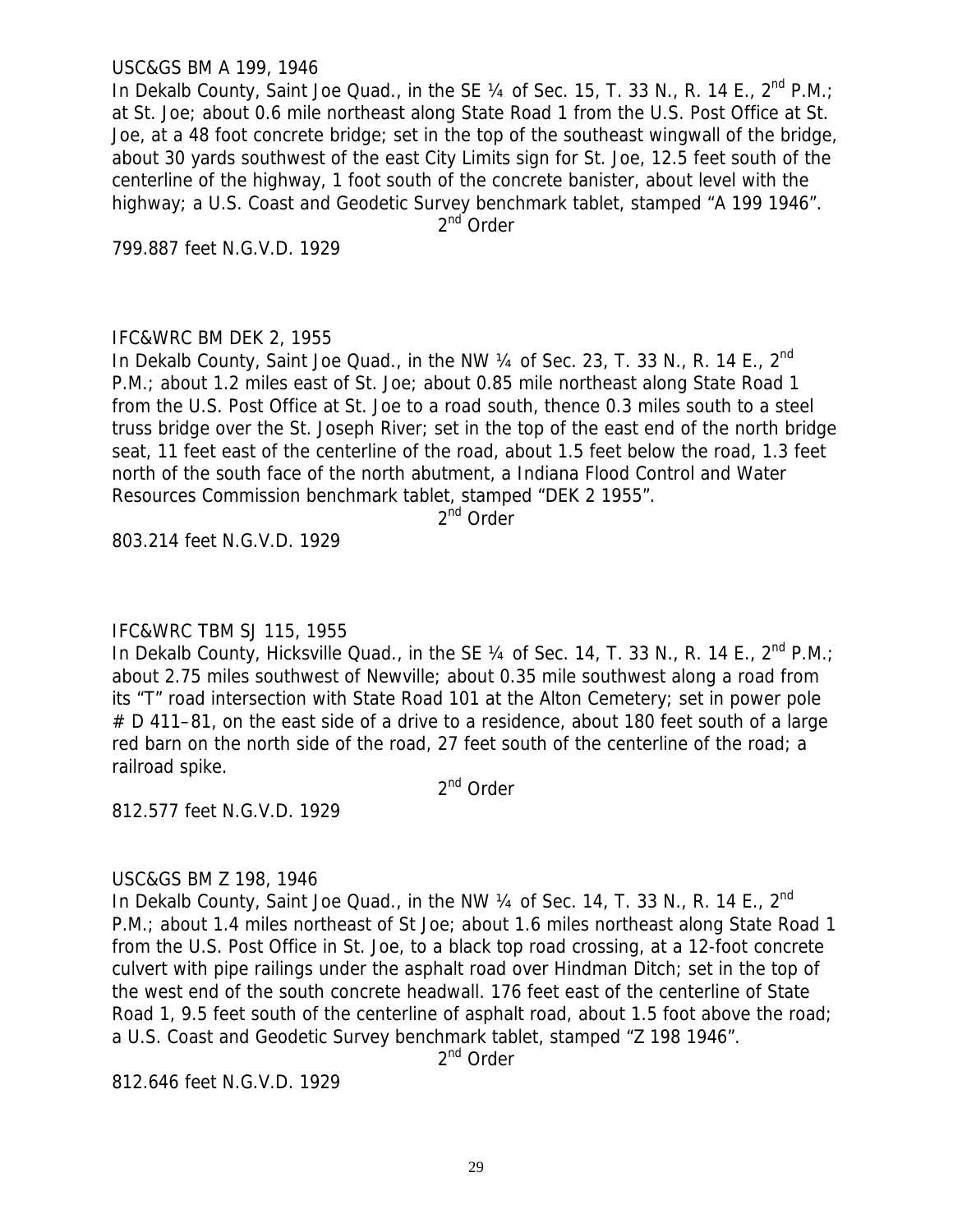USC&GS BM A 199, 1946

In Dekalb County, Saint Joe Quad., in the SE ¼ of Sec. 15, T. 33 N., R. 14 E., 2nd P.M.; at St. Joe; about 0.6 mile northeast along State Road 1 from the U.S. Post Office at St. Joe, at a 48 foot concrete bridge; set in the top of the southeast wingwall of the bridge, about 30 yards southwest of the east City Limits sign for St. Joe, 12.5 feet south of the centerline of the highway, 1 foot south of the concrete banister, about level with the highway; a U.S. Coast and Geodetic Survey benchmark tablet, stamped "A 199 1946".

2nd Order

799.887 feet N.G.V.D. 1929

IFC&WRC BM DEK 2, 1955

In Dekalb County, Saint Joe Quad., in the NW ¼ of Sec. 23, T. 33 N., R. 14 E., 2nd P.M.; about 1.2 miles east of St. Joe; about 0.85 mile northeast along State Road 1 from the U.S. Post Office at St. Joe to a road south, thence 0.3 miles south to a steel truss bridge over the St. Joseph River; set in the top of the east end of the north bridge seat, 11 feet east of the centerline of the road, about 1.5 feet below the road, 1.3 feet north of the south face of the north abutment, a Indiana Flood Control and Water Resources Commission benchmark tablet, stamped "DEK 2 1955".

2nd Order

803.214 feet N.G.V.D. 1929

IFC&WRC TBM SJ 115, 1955

In Dekalb County, Hicksville Quad., in the SE ¼ of Sec. 14, T. 33 N., R. 14 E., 2nd P.M.; about 2.75 miles southwest of Newville; about 0.35 mile southwest along a road from its "T" road intersection with State Road 101 at the Alton Cemetery; set in power pole # D 411–81, on the east side of a drive to a residence, about 180 feet south of a large red barn on the north side of the road, 27 feet south of the centerline of the road; a railroad spike.

2nd Order

812.577 feet N.G.V.D. 1929

USC&GS BM Z 198, 1946

In Dekalb County, Saint Joe Quad., in the NW ¼ of Sec. 14, T. 33 N., R. 14 E., 2nd P.M.; about 1.4 miles northeast of St Joe; about 1.6 miles northeast along State Road 1 from the U.S. Post Office in St. Joe, to a black top road crossing, at a 12-foot concrete culvert with pipe railings under the asphalt road over Hindman Ditch; set in the top of the west end of the south concrete headwall. 176 feet east of the centerline of State Road 1, 9.5 feet south of the centerline of asphalt road, about 1.5 foot above the road; a U.S. Coast and Geodetic Survey benchmark tablet, stamped "Z 198 1946".

2nd Order

812.646 feet N.G.V.D. 1929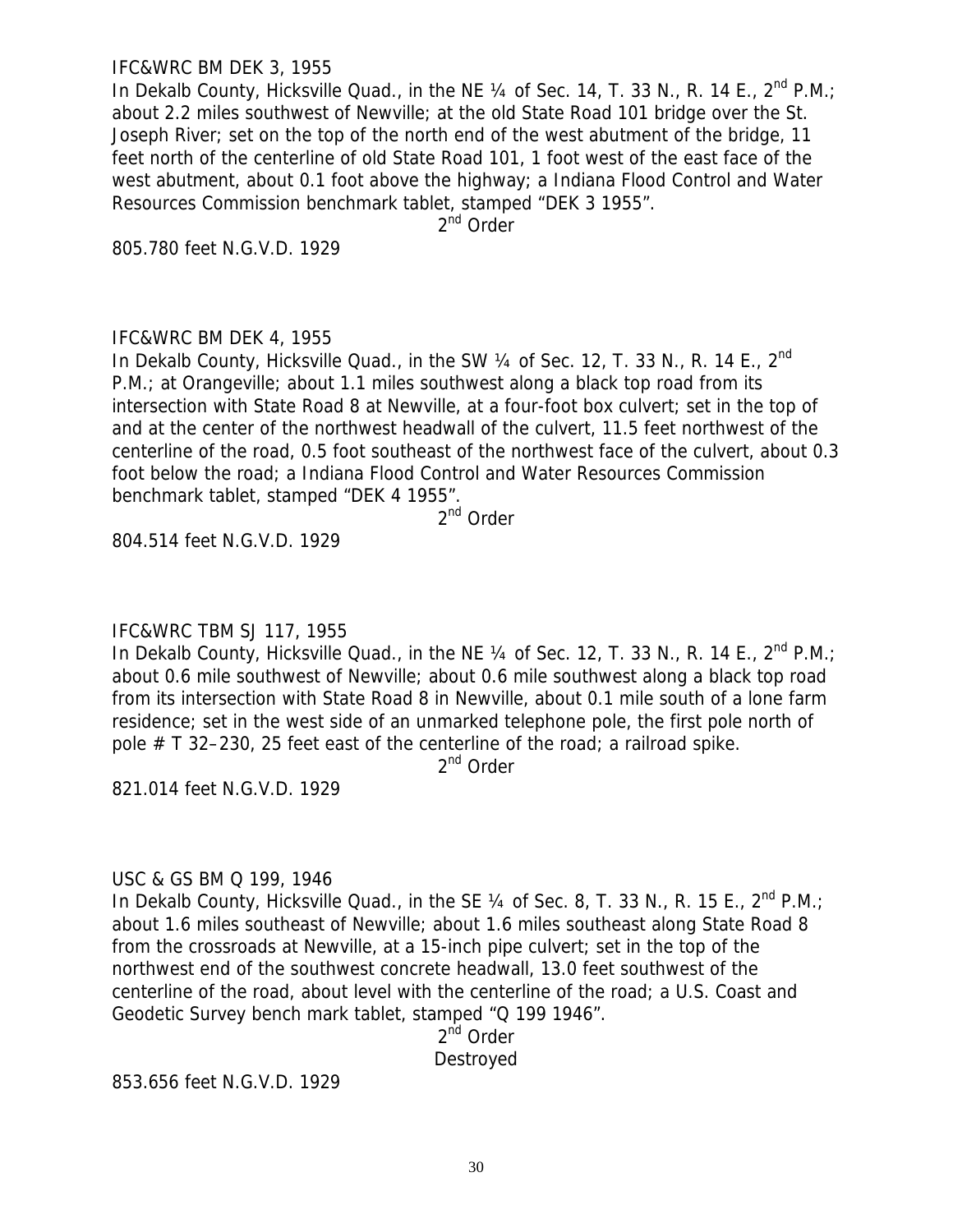IFC&WRC BM DEK 3, 1955
In Dekalb County, Hicksville Quad., in the NE ¼ of Sec. 14, T. 33 N., R. 14 E., 2nd P.M.; about 2.2 miles southwest of Newville; at the old State Road 101 bridge over the St. Joseph River; set on the top of the north end of the west abutment of the bridge, 11 feet north of the centerline of old State Road 101, 1 foot west of the east face of the west abutment, about 0.1 foot above the highway; a Indiana Flood Control and Water Resources Commission benchmark tablet, stamped "DEK 3 1955".

2nd Order

805.780 feet N.G.V.D. 1929

IFC&WRC BM DEK 4, 1955
In Dekalb County, Hicksville Quad., in the SW ¼ of Sec. 12, T. 33 N., R. 14 E., 2nd P.M.; at Orangeville; about 1.1 miles southwest along a black top road from its intersection with State Road 8 at Newville, at a four-foot box culvert; set in the top of and at the center of the northwest headwall of the culvert, 11.5 feet northwest of the centerline of the road, 0.5 foot southeast of the northwest face of the culvert, about 0.3 foot below the road; a Indiana Flood Control and Water Resources Commission benchmark tablet, stamped "DEK 4 1955".

2nd Order

804.514 feet N.G.V.D. 1929

IFC&WRC TBM SJ 117, 1955
In Dekalb County, Hicksville Quad., in the NE ¼ of Sec. 12, T. 33 N., R. 14 E., 2nd P.M.; about 0.6 mile southwest of Newville; about 0.6 mile southwest along a black top road from its intersection with State Road 8 in Newville, about 0.1 mile south of a lone farm residence; set in the west side of an unmarked telephone pole, the first pole north of pole # T 32–230, 25 feet east of the centerline of the road; a railroad spike.

2nd Order

821.014 feet N.G.V.D. 1929

USC & GS BM Q 199, 1946
In Dekalb County, Hicksville Quad., in the SE ¼ of Sec. 8, T. 33 N., R. 15 E., 2nd P.M.; about 1.6 miles southeast of Newville; about 1.6 miles southeast along State Road 8 from the crossroads at Newville, at a 15-inch pipe culvert; set in the top of the northwest end of the southwest concrete headwall, 13.0 feet southwest of the centerline of the road, about level with the centerline of the road; a U.S. Coast and Geodetic Survey bench mark tablet, stamped "Q 199 1946".

2nd Order

Destroyed

853.656 feet N.G.V.D. 1929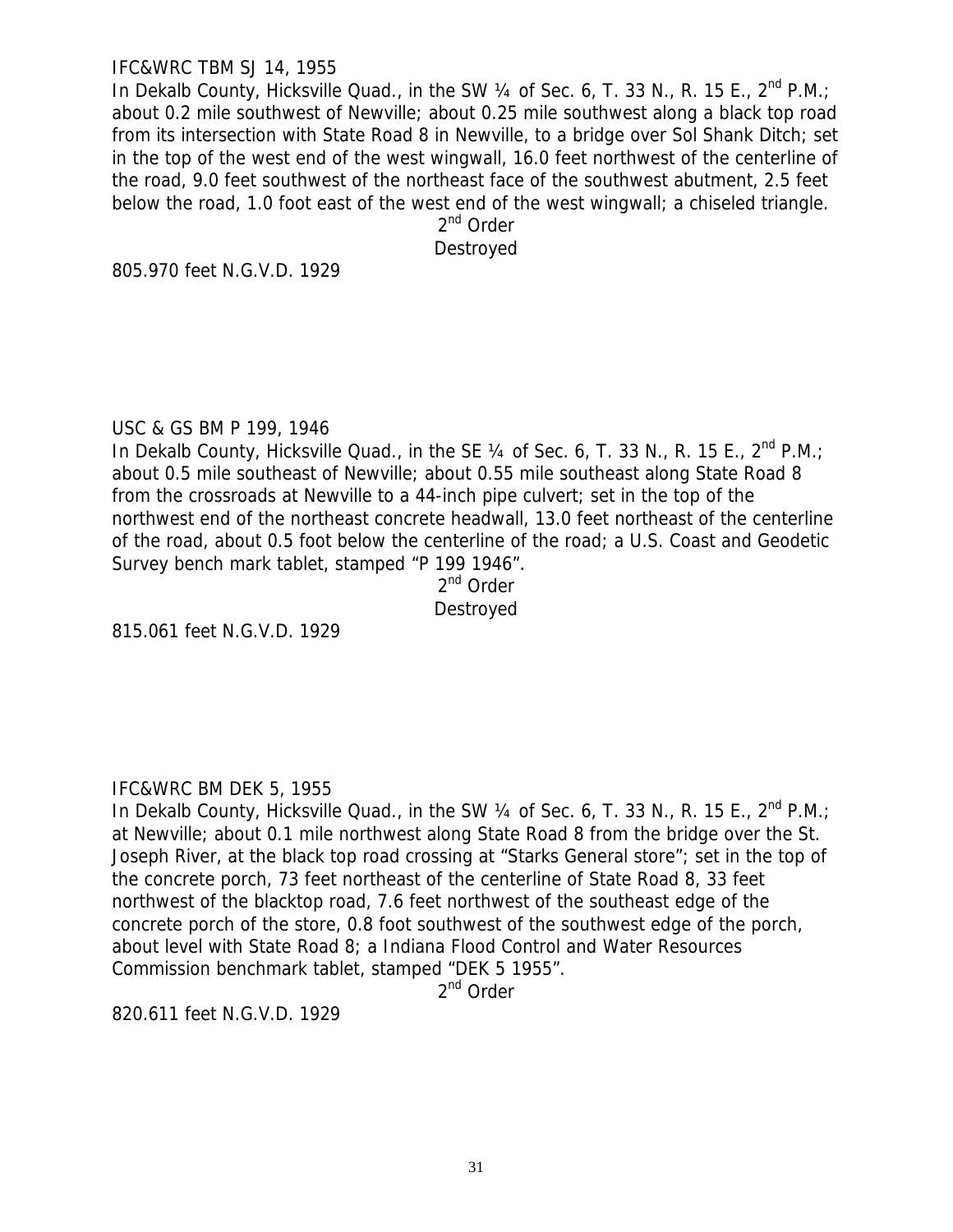IFC&WRC TBM SJ 14, 1955

In Dekalb County, Hicksville Quad., in the SW ¼ of Sec. 6, T. 33 N., R. 15 E., 2nd P.M.; about 0.2 mile southwest of Newville; about 0.25 mile southwest along a black top road from its intersection with State Road 8 in Newville, to a bridge over Sol Shank Ditch; set in the top of the west end of the west wingwall, 16.0 feet northwest of the centerline of the road, 9.0 feet southwest of the northeast face of the southwest abutment, 2.5 feet below the road, 1.0 foot east of the west end of the west wingwall; a chiseled triangle.

2nd Order

Destroyed

805.970 feet N.G.V.D. 1929

USC & GS BM P 199, 1946

In Dekalb County, Hicksville Quad., in the SE ¼ of Sec. 6, T. 33 N., R. 15 E., 2nd P.M.; about 0.5 mile southeast of Newville; about 0.55 mile southeast along State Road 8 from the crossroads at Newville to a 44-inch pipe culvert; set in the top of the northwest end of the northeast concrete headwall, 13.0 feet northeast of the centerline of the road, about 0.5 foot below the centerline of the road; a U.S. Coast and Geodetic Survey bench mark tablet, stamped "P 199 1946".

2nd Order

Destroyed

815.061 feet N.G.V.D. 1929

IFC&WRC BM DEK 5, 1955

In Dekalb County, Hicksville Quad., in the SW ¼ of Sec. 6, T. 33 N., R. 15 E., 2nd P.M.; at Newville; about 0.1 mile northwest along State Road 8 from the bridge over the St. Joseph River, at the black top road crossing at "Starks General store"; set in the top of the concrete porch, 73 feet northeast of the centerline of State Road 8, 33 feet northwest of the blacktop road, 7.6 feet northwest of the southeast edge of the concrete porch of the store, 0.8 foot southwest of the southwest edge of the porch, about level with State Road 8; a Indiana Flood Control and Water Resources Commission benchmark tablet, stamped "DEK 5 1955".

2nd Order

820.611 feet N.G.V.D. 1929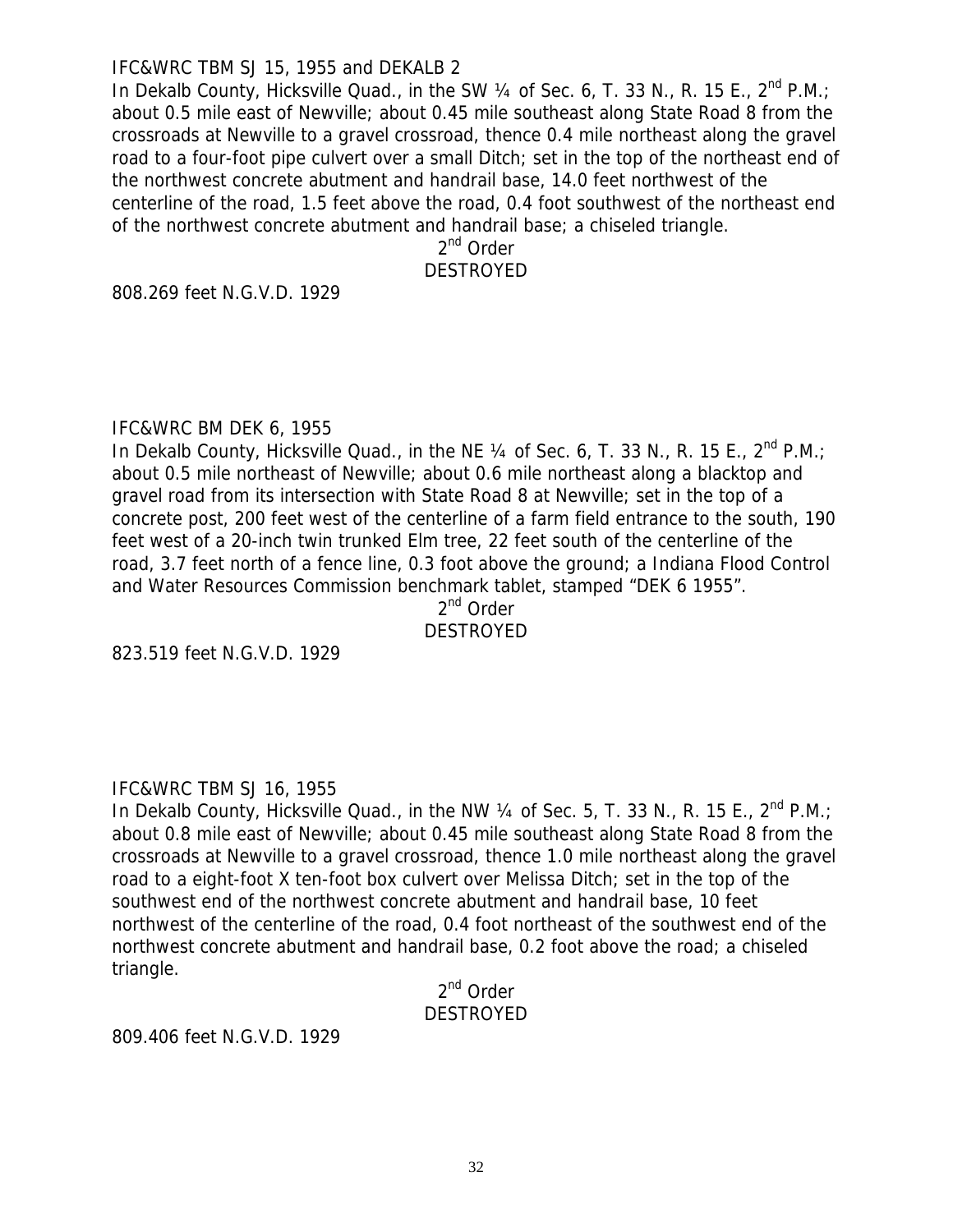IFC&WRC TBM SJ 15, 1955 and DEKALB 2

In Dekalb County, Hicksville Quad., in the SW ¼ of Sec. 6, T. 33 N., R. 15 E., 2nd P.M.; about 0.5 mile east of Newville; about 0.45 mile southeast along State Road 8 from the crossroads at Newville to a gravel crossroad, thence 0.4 mile northeast along the gravel road to a four-foot pipe culvert over a small Ditch; set in the top of the northeast end of the northwest concrete abutment and handrail base, 14.0 feet northwest of the centerline of the road, 1.5 feet above the road, 0.4 foot southwest of the northeast end of the northwest concrete abutment and handrail base; a chiseled triangle.

2nd Order
DESTROYED

808.269 feet N.G.V.D. 1929

IFC&WRC BM DEK 6, 1955

In Dekalb County, Hicksville Quad., in the NE ¼ of Sec. 6, T. 33 N., R. 15 E., 2nd P.M.; about 0.5 mile northeast of Newville; about 0.6 mile northeast along a blacktop and gravel road from its intersection with State Road 8 at Newville; set in the top of a concrete post, 200 feet west of the centerline of a farm field entrance to the south, 190 feet west of a 20-inch twin trunked Elm tree, 22 feet south of the centerline of the road, 3.7 feet north of a fence line, 0.3 foot above the ground; a Indiana Flood Control and Water Resources Commission benchmark tablet, stamped "DEK 6 1955".

2nd Order
DESTROYED

823.519 feet N.G.V.D. 1929

IFC&WRC TBM SJ 16, 1955

In Dekalb County, Hicksville Quad., in the NW ¼ of Sec. 5, T. 33 N., R. 15 E., 2nd P.M.; about 0.8 mile east of Newville; about 0.45 mile southeast along State Road 8 from the crossroads at Newville to a gravel crossroad, thence 1.0 mile northeast along the gravel road to a eight-foot X ten-foot box culvert over Melissa Ditch; set in the top of the southwest end of the northwest concrete abutment and handrail base, 10 feet northwest of the centerline of the road, 0.4 foot northeast of the southwest end of the northwest concrete abutment and handrail base, 0.2 foot above the road; a chiseled triangle.

2nd Order
DESTROYED

809.406 feet N.G.V.D. 1929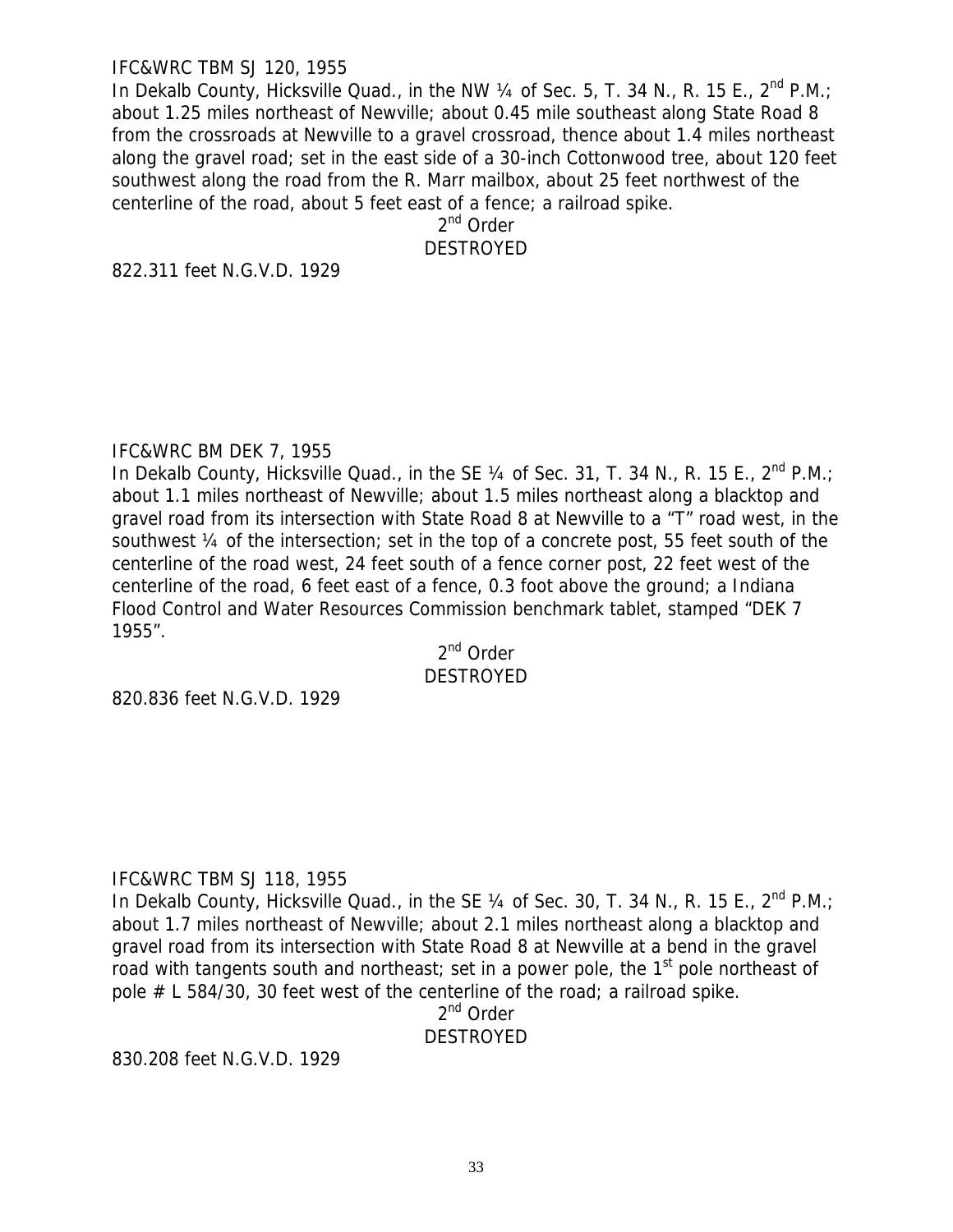IFC&WRC TBM SJ 120, 1955

In Dekalb County, Hicksville Quad., in the NW ¼ of Sec. 5, T. 34 N., R. 15 E., 2nd P.M.; about 1.25 miles northeast of Newville; about 0.45 mile southeast along State Road 8 from the crossroads at Newville to a gravel crossroad, thence about 1.4 miles northeast along the gravel road; set in the east side of a 30-inch Cottonwood tree, about 120 feet southwest along the road from the R. Marr mailbox, about 25 feet northwest of the centerline of the road, about 5 feet east of a fence; a railroad spike.

2nd Order
DESTROYED

822.311 feet N.G.V.D. 1929

IFC&WRC BM DEK 7, 1955

In Dekalb County, Hicksville Quad., in the SE ¼ of Sec. 31, T. 34 N., R. 15 E., 2nd P.M.; about 1.1 miles northeast of Newville; about 1.5 miles northeast along a blacktop and gravel road from its intersection with State Road 8 at Newville to a "T" road west, in the southwest ¼ of the intersection; set in the top of a concrete post, 55 feet south of the centerline of the road west, 24 feet south of a fence corner post, 22 feet west of the centerline of the road, 6 feet east of a fence, 0.3 foot above the ground; a Indiana Flood Control and Water Resources Commission benchmark tablet, stamped "DEK 7 1955".

2nd Order
DESTROYED

820.836 feet N.G.V.D. 1929

IFC&WRC TBM SJ 118, 1955

In Dekalb County, Hicksville Quad., in the SE ¼ of Sec. 30, T. 34 N., R. 15 E., 2nd P.M.; about 1.7 miles northeast of Newville; about 2.1 miles northeast along a blacktop and gravel road from its intersection with State Road 8 at Newville at a bend in the gravel road with tangents south and northeast; set in a power pole, the 1st pole northeast of pole # L 584/30, 30 feet west of the centerline of the road; a railroad spike.

2nd Order
DESTROYED

830.208 feet N.G.V.D. 1929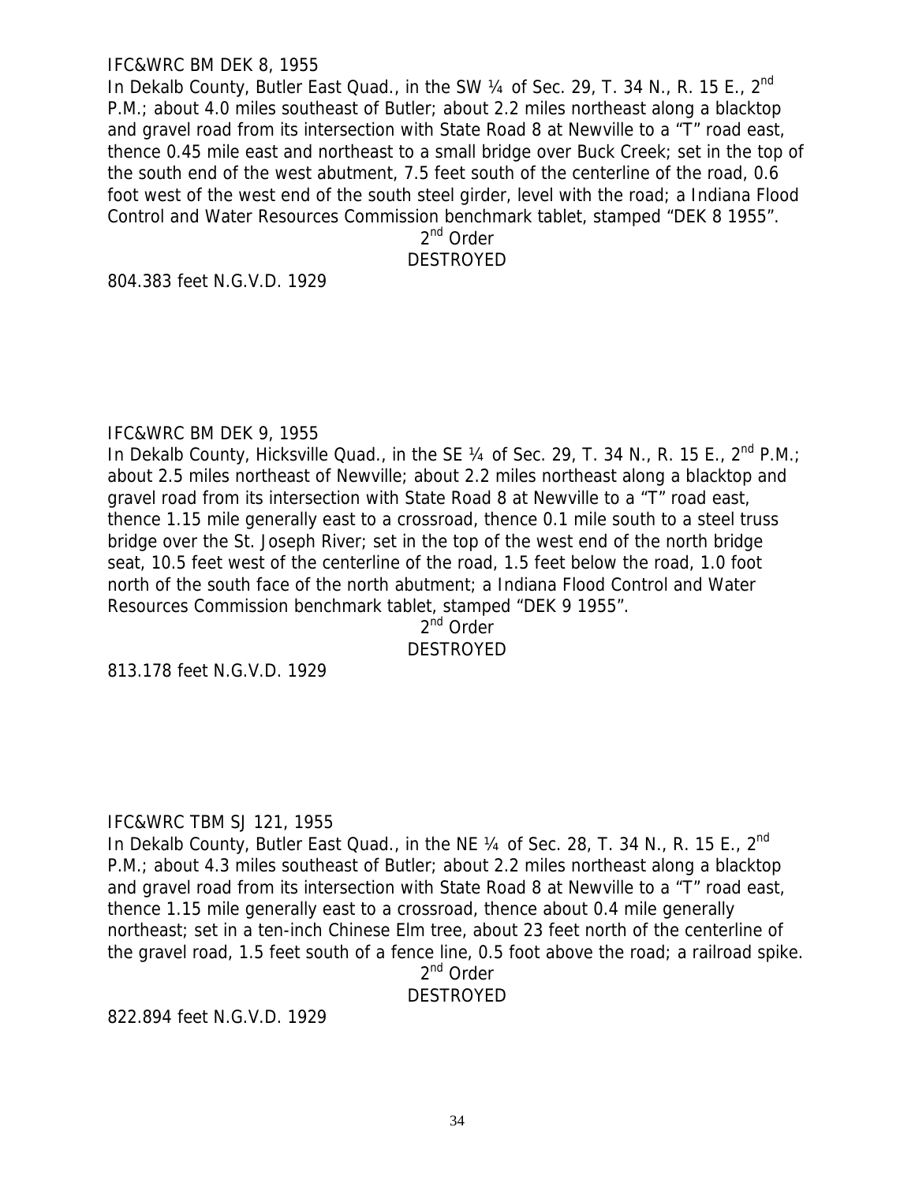IFC&WRC BM DEK 8, 1955

In Dekalb County, Butler East Quad., in the SW ¼ of Sec. 29, T. 34 N., R. 15 E., 2nd P.M.; about 4.0 miles southeast of Butler; about 2.2 miles northeast along a blacktop and gravel road from its intersection with State Road 8 at Newville to a "T" road east, thence 0.45 mile east and northeast to a small bridge over Buck Creek; set in the top of the south end of the west abutment, 7.5 feet south of the centerline of the road, 0.6 foot west of the west end of the south steel girder, level with the road; a Indiana Flood Control and Water Resources Commission benchmark tablet, stamped "DEK 8 1955".

2nd Order

DESTROYED

804.383 feet N.G.V.D. 1929

IFC&WRC BM DEK 9, 1955

In Dekalb County, Hicksville Quad., in the SE ¼ of Sec. 29, T. 34 N., R. 15 E., 2nd P.M.; about 2.5 miles northeast of Newville; about 2.2 miles northeast along a blacktop and gravel road from its intersection with State Road 8 at Newville to a "T" road east, thence 1.15 mile generally east to a crossroad, thence 0.1 mile south to a steel truss bridge over the St. Joseph River; set in the top of the west end of the north bridge seat, 10.5 feet west of the centerline of the road, 1.5 feet below the road, 1.0 foot north of the south face of the north abutment; a Indiana Flood Control and Water Resources Commission benchmark tablet, stamped "DEK 9 1955".

2nd Order

DESTROYED

813.178 feet N.G.V.D. 1929

IFC&WRC TBM SJ 121, 1955

In Dekalb County, Butler East Quad., in the NE ¼ of Sec. 28, T. 34 N., R. 15 E., 2nd P.M.; about 4.3 miles southeast of Butler; about 2.2 miles northeast along a blacktop and gravel road from its intersection with State Road 8 at Newville to a "T" road east, thence 1.15 mile generally east to a crossroad, thence about 0.4 mile generally northeast; set in a ten-inch Chinese Elm tree, about 23 feet north of the centerline of the gravel road, 1.5 feet south of a fence line, 0.5 foot above the road; a railroad spike.

2nd Order

DESTROYED

822.894 feet N.G.V.D. 1929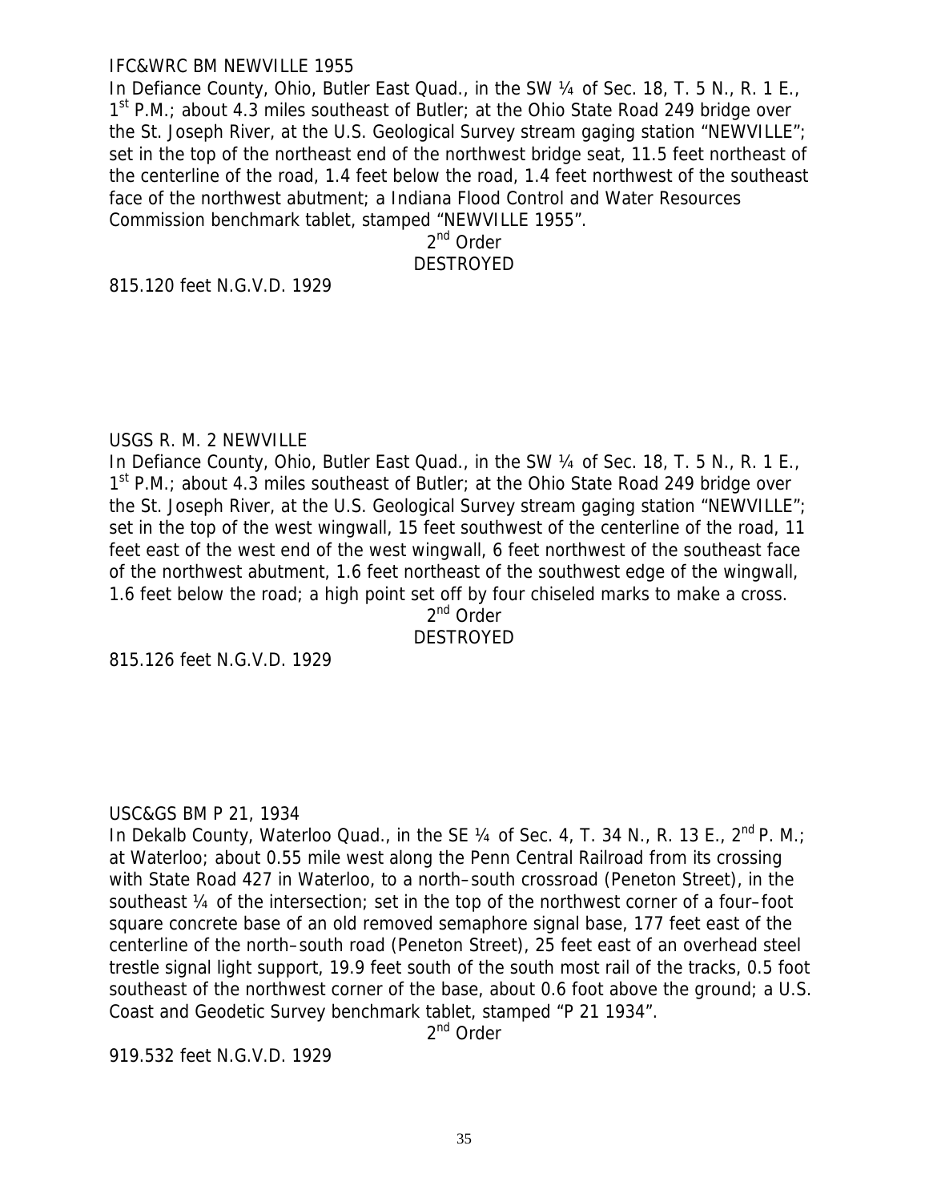IFC&WRC BM NEWVILLE 1955

In Defiance County, Ohio, Butler East Quad., in the SW ¼ of Sec. 18, T. 5 N., R. 1 E., 1st P.M.; about 4.3 miles southeast of Butler; at the Ohio State Road 249 bridge over the St. Joseph River, at the U.S. Geological Survey stream gaging station "NEWVILLE"; set in the top of the northeast end of the northwest bridge seat, 11.5 feet northeast of the centerline of the road, 1.4 feet below the road, 1.4 feet northwest of the southeast face of the northwest abutment; a Indiana Flood Control and Water Resources Commission benchmark tablet, stamped "NEWVILLE 1955".

2nd Order

DESTROYED

815.120 feet N.G.V.D. 1929

USGS R. M. 2 NEWVILLE

In Defiance County, Ohio, Butler East Quad., in the SW ¼ of Sec. 18, T. 5 N., R. 1 E., 1st P.M.; about 4.3 miles southeast of Butler; at the Ohio State Road 249 bridge over the St. Joseph River, at the U.S. Geological Survey stream gaging station "NEWVILLE"; set in the top of the west wingwall, 15 feet southwest of the centerline of the road, 11 feet east of the west end of the west wingwall, 6 feet northwest of the southeast face of the northwest abutment, 1.6 feet northeast of the southwest edge of the wingwall, 1.6 feet below the road; a high point set off by four chiseled marks to make a cross.

2nd Order

DESTROYED

815.126 feet N.G.V.D. 1929

USC&GS BM P 21, 1934

In Dekalb County, Waterloo Quad., in the SE ¼ of Sec. 4, T. 34 N., R. 13 E., 2nd P. M.; at Waterloo; about 0.55 mile west along the Penn Central Railroad from its crossing with State Road 427 in Waterloo, to a north–south crossroad (Peneton Street), in the southeast ¼ of the intersection; set in the top of the northwest corner of a four–foot square concrete base of an old removed semaphore signal base, 177 feet east of the centerline of the north–south road (Peneton Street), 25 feet east of an overhead steel trestle signal light support, 19.9 feet south of the south most rail of the tracks, 0.5 foot southeast of the northwest corner of the base, about 0.6 foot above the ground; a U.S. Coast and Geodetic Survey benchmark tablet, stamped "P 21 1934".

2nd Order

919.532 feet N.G.V.D. 1929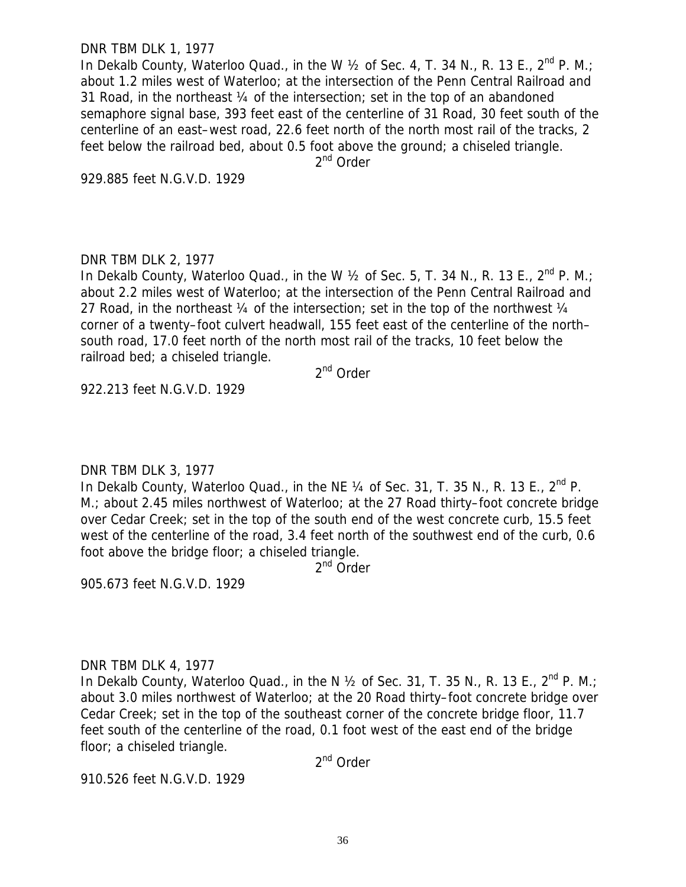DNR TBM DLK 1, 1977

In Dekalb County, Waterloo Quad., in the W ½ of Sec. 4, T. 34 N., R. 13 E., 2nd P. M.; about 1.2 miles west of Waterloo; at the intersection of the Penn Central Railroad and 31 Road, in the northeast ¼ of the intersection; set in the top of an abandoned semaphore signal base, 393 feet east of the centerline of 31 Road, 30 feet south of the centerline of an east–west road, 22.6 feet north of the north most rail of the tracks, 2 feet below the railroad bed, about 0.5 foot above the ground; a chiseled triangle.

2nd Order

929.885 feet N.G.V.D. 1929

DNR TBM DLK 2, 1977

In Dekalb County, Waterloo Quad., in the W ½ of Sec. 5, T. 34 N., R. 13 E., 2nd P. M.; about 2.2 miles west of Waterloo; at the intersection of the Penn Central Railroad and 27 Road, in the northeast ¼ of the intersection; set in the top of the northwest ¼ corner of a twenty–foot culvert headwall, 155 feet east of the centerline of the north–south road, 17.0 feet north of the north most rail of the tracks, 10 feet below the railroad bed; a chiseled triangle.

2nd Order

922.213 feet N.G.V.D. 1929

DNR TBM DLK 3, 1977

In Dekalb County, Waterloo Quad., in the NE ¼ of Sec. 31, T. 35 N., R. 13 E., 2nd P. M.; about 2.45 miles northwest of Waterloo; at the 27 Road thirty–foot concrete bridge over Cedar Creek; set in the top of the south end of the west concrete curb, 15.5 feet west of the centerline of the road, 3.4 feet north of the southwest end of the curb, 0.6 foot above the bridge floor; a chiseled triangle.

2nd Order

905.673 feet N.G.V.D. 1929

DNR TBM DLK 4, 1977

In Dekalb County, Waterloo Quad., in the N ½ of Sec. 31, T. 35 N., R. 13 E., 2nd P. M.; about 3.0 miles northwest of Waterloo; at the 20 Road thirty–foot concrete bridge over Cedar Creek; set in the top of the southeast corner of the concrete bridge floor, 11.7 feet south of the centerline of the road, 0.1 foot west of the east end of the bridge floor; a chiseled triangle.

2nd Order

910.526 feet N.G.V.D. 1929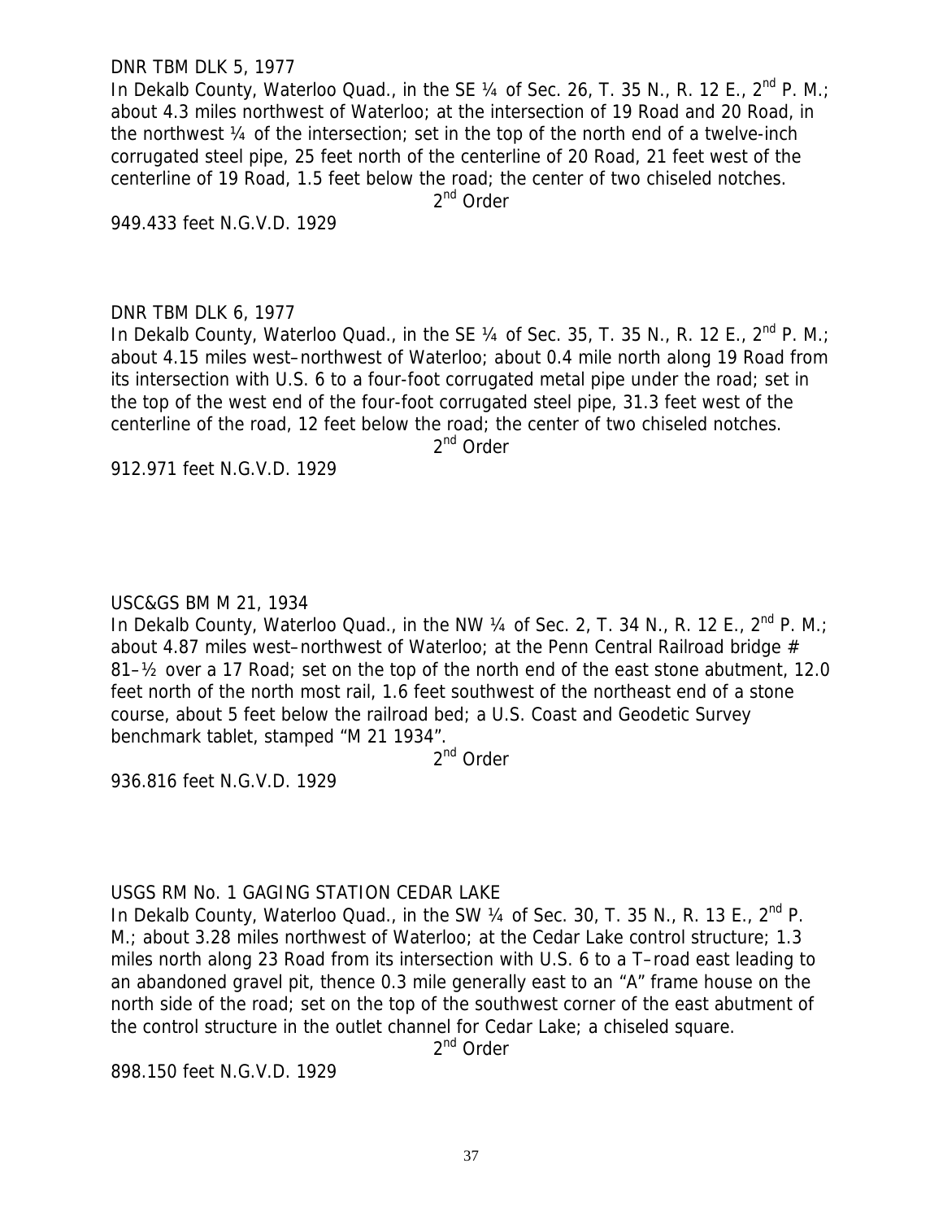DNR TBM DLK 5, 1977

In Dekalb County, Waterloo Quad., in the SE ¼ of Sec. 26, T. 35 N., R. 12 E., 2nd P. M.; about 4.3 miles northwest of Waterloo; at the intersection of 19 Road and 20 Road, in the northwest ¼ of the intersection; set in the top of the north end of a twelve-inch corrugated steel pipe, 25 feet north of the centerline of 20 Road, 21 feet west of the centerline of 19 Road, 1.5 feet below the road; the center of two chiseled notches.

2nd Order

949.433 feet N.G.V.D. 1929

DNR TBM DLK 6, 1977

In Dekalb County, Waterloo Quad., in the SE ¼ of Sec. 35, T. 35 N., R. 12 E., 2nd P. M.; about 4.15 miles west–northwest of Waterloo; about 0.4 mile north along 19 Road from its intersection with U.S. 6 to a four-foot corrugated metal pipe under the road; set in the top of the west end of the four-foot corrugated steel pipe, 31.3 feet west of the centerline of the road, 12 feet below the road; the center of two chiseled notches.

2nd Order

912.971 feet N.G.V.D. 1929

USC&GS BM M 21, 1934

In Dekalb County, Waterloo Quad., in the NW ¼ of Sec. 2, T. 34 N., R. 12 E., 2nd P. M.; about 4.87 miles west–northwest of Waterloo; at the Penn Central Railroad bridge # 81–½ over a 17 Road; set on the top of the north end of the east stone abutment, 12.0 feet north of the north most rail, 1.6 feet southwest of the northeast end of a stone course, about 5 feet below the railroad bed; a U.S. Coast and Geodetic Survey benchmark tablet, stamped "M 21 1934".

2nd Order

936.816 feet N.G.V.D. 1929

USGS RM No. 1 GAGING STATION CEDAR LAKE

In Dekalb County, Waterloo Quad., in the SW ¼ of Sec. 30, T. 35 N., R. 13 E., 2nd P. M.; about 3.28 miles northwest of Waterloo; at the Cedar Lake control structure; 1.3 miles north along 23 Road from its intersection with U.S. 6 to a T–road east leading to an abandoned gravel pit, thence 0.3 mile generally east to an "A" frame house on the north side of the road; set on the top of the southwest corner of the east abutment of the control structure in the outlet channel for Cedar Lake; a chiseled square.

2nd Order

898.150 feet N.G.V.D. 1929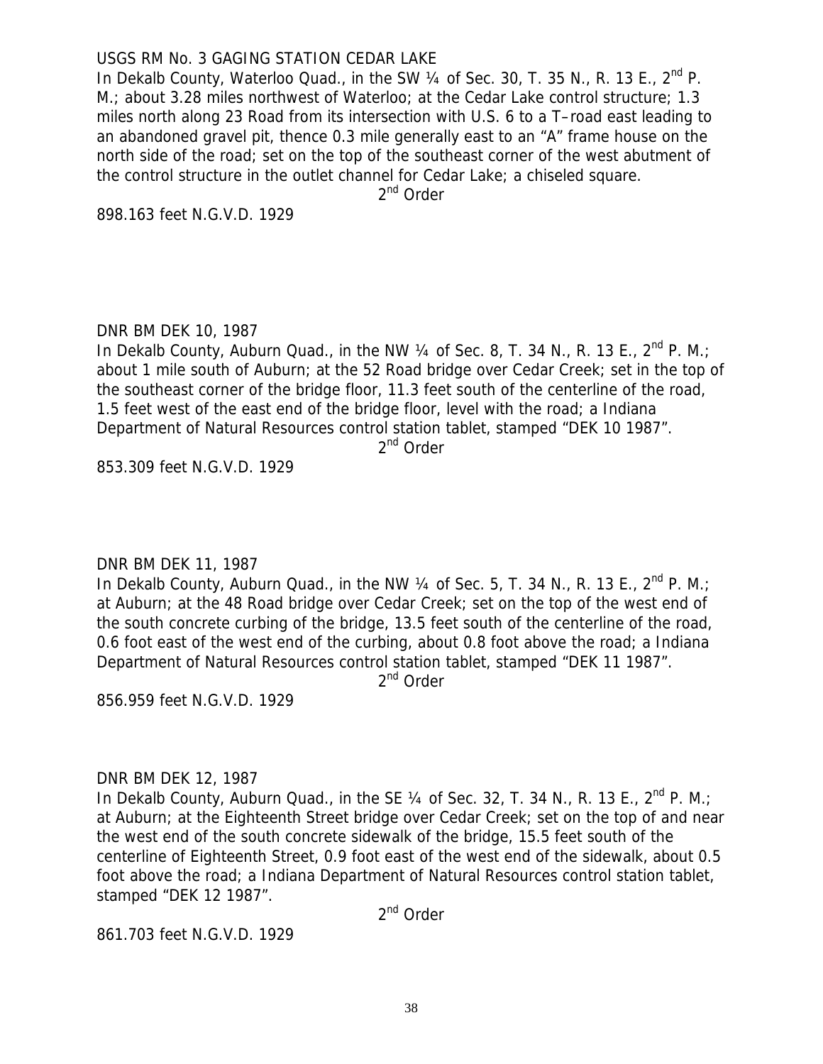USGS RM No. 3 GAGING STATION CEDAR LAKE

In Dekalb County, Waterloo Quad., in the SW ¼ of Sec. 30, T. 35 N., R. 13 E., 2nd P. M.; about 3.28 miles northwest of Waterloo; at the Cedar Lake control structure; 1.3 miles north along 23 Road from its intersection with U.S. 6 to a T–road east leading to an abandoned gravel pit, thence 0.3 mile generally east to an "A" frame house on the north side of the road; set on the top of the southeast corner of the west abutment of the control structure in the outlet channel for Cedar Lake; a chiseled square.

2nd Order

898.163 feet N.G.V.D. 1929

DNR BM DEK 10, 1987

In Dekalb County, Auburn Quad., in the NW ¼ of Sec. 8, T. 34 N., R. 13 E., 2nd P. M.; about 1 mile south of Auburn; at the 52 Road bridge over Cedar Creek; set in the top of the southeast corner of the bridge floor, 11.3 feet south of the centerline of the road, 1.5 feet west of the east end of the bridge floor, level with the road; a Indiana Department of Natural Resources control station tablet, stamped "DEK 10 1987".

2nd Order

853.309 feet N.G.V.D. 1929

DNR BM DEK 11, 1987

In Dekalb County, Auburn Quad., in the NW ¼ of Sec. 5, T. 34 N., R. 13 E., 2nd P. M.; at Auburn; at the 48 Road bridge over Cedar Creek; set on the top of the west end of the south concrete curbing of the bridge, 13.5 feet south of the centerline of the road, 0.6 foot east of the west end of the curbing, about 0.8 foot above the road; a Indiana Department of Natural Resources control station tablet, stamped "DEK 11 1987".

2nd Order

856.959 feet N.G.V.D. 1929

DNR BM DEK 12, 1987

In Dekalb County, Auburn Quad., in the SE ¼ of Sec. 32, T. 34 N., R. 13 E., 2nd P. M.; at Auburn; at the Eighteenth Street bridge over Cedar Creek; set on the top of and near the west end of the south concrete sidewalk of the bridge, 15.5 feet south of the centerline of Eighteenth Street, 0.9 foot east of the west end of the sidewalk, about 0.5 foot above the road; a Indiana Department of Natural Resources control station tablet, stamped "DEK 12 1987".

2nd Order

861.703 feet N.G.V.D. 1929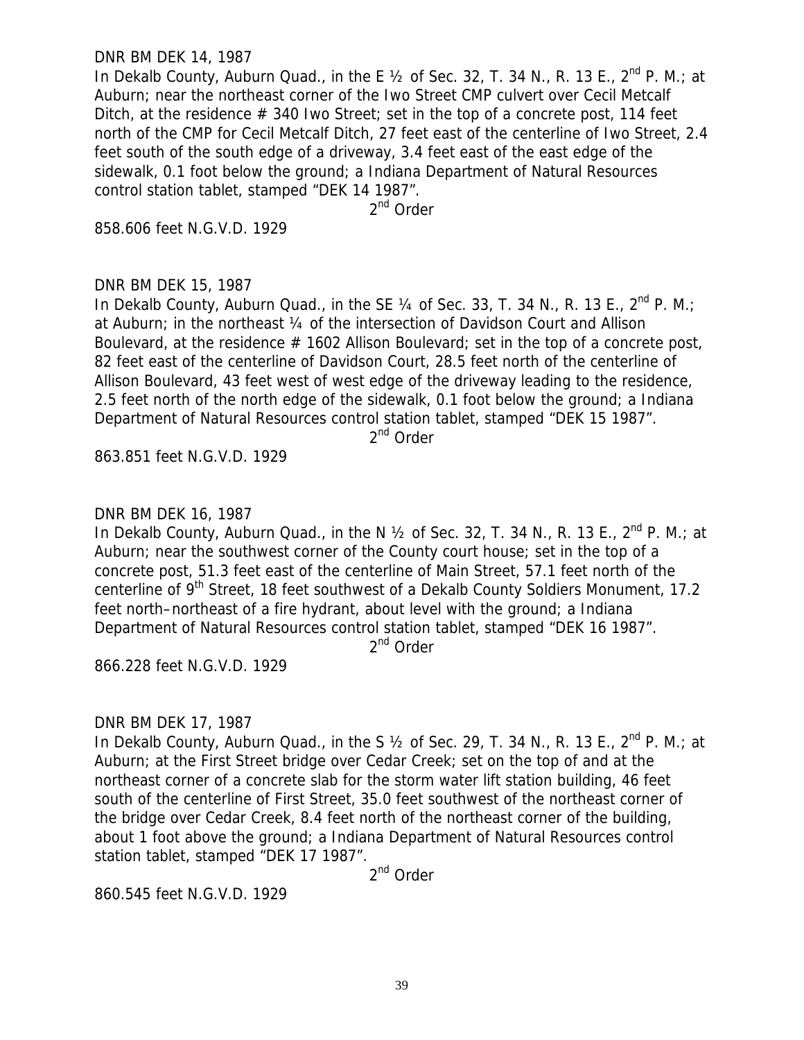DNR BM DEK 14, 1987

In Dekalb County, Auburn Quad., in the E ½ of Sec. 32, T. 34 N., R. 13 E., 2nd P. M.; at Auburn; near the northeast corner of the Iwo Street CMP culvert over Cecil Metcalf Ditch, at the residence # 340 Iwo Street; set in the top of a concrete post, 114 feet north of the CMP for Cecil Metcalf Ditch, 27 feet east of the centerline of Iwo Street, 2.4 feet south of the south edge of a driveway, 3.4 feet east of the east edge of the sidewalk, 0.1 foot below the ground; a Indiana Department of Natural Resources control station tablet, stamped "DEK 14 1987".

2nd Order

858.606 feet N.G.V.D. 1929

DNR BM DEK 15, 1987

In Dekalb County, Auburn Quad., in the SE ¼ of Sec. 33, T. 34 N., R. 13 E., 2nd P. M.; at Auburn; in the northeast ¼ of the intersection of Davidson Court and Allison Boulevard, at the residence # 1602 Allison Boulevard; set in the top of a concrete post, 82 feet east of the centerline of Davidson Court, 28.5 feet north of the centerline of Allison Boulevard, 43 feet west of west edge of the driveway leading to the residence, 2.5 feet north of the north edge of the sidewalk, 0.1 foot below the ground; a Indiana Department of Natural Resources control station tablet, stamped "DEK 15 1987".

2nd Order

863.851 feet N.G.V.D. 1929

DNR BM DEK 16, 1987

In Dekalb County, Auburn Quad., in the N ½ of Sec. 32, T. 34 N., R. 13 E., 2nd P. M.; at Auburn; near the southwest corner of the County court house; set in the top of a concrete post, 51.3 feet east of the centerline of Main Street, 57.1 feet north of the centerline of 9th Street, 18 feet southwest of a Dekalb County Soldiers Monument, 17.2 feet north–northeast of a fire hydrant, about level with the ground; a Indiana Department of Natural Resources control station tablet, stamped "DEK 16 1987".

2nd Order

866.228 feet N.G.V.D. 1929

DNR BM DEK 17, 1987

In Dekalb County, Auburn Quad., in the S ½ of Sec. 29, T. 34 N., R. 13 E., 2nd P. M.; at Auburn; at the First Street bridge over Cedar Creek; set on the top of and at the northeast corner of a concrete slab for the storm water lift station building, 46 feet south of the centerline of First Street, 35.0 feet southwest of the northeast corner of the bridge over Cedar Creek, 8.4 feet north of the northeast corner of the building, about 1 foot above the ground; a Indiana Department of Natural Resources control station tablet, stamped "DEK 17 1987".

2nd Order

860.545 feet N.G.V.D. 1929